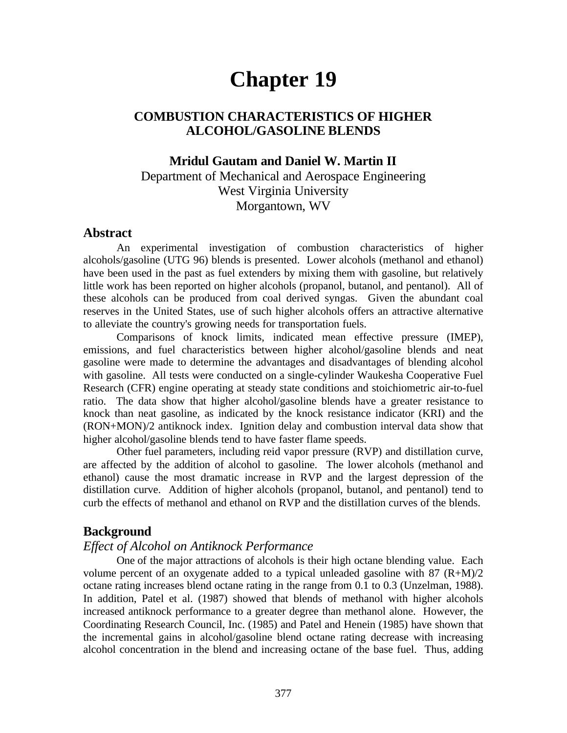# Chapter 19

## COMBUSTION CHARACTERISTICS OF HIGHER ALCOHOL/GASOLINE BLENDS

**Mridul Gautam and Daniel W. Martin II**
Department of Mechanical and Aerospace Engineering
West Virginia University
Morgantown, WV

## Abstract

An experimental investigation of combustion characteristics of higher alcohols/gasoline (UTG 96) blends is presented. Lower alcohols (methanol and ethanol) have been used in the past as fuel extenders by mixing them with gasoline, but relatively little work has been reported on higher alcohols (propanol, butanol, and pentanol). All of these alcohols can be produced from coal derived syngas. Given the abundant coal reserves in the United States, use of such higher alcohols offers an attractive alternative to alleviate the country's growing needs for transportation fuels.

Comparisons of knock limits, indicated mean effective pressure (IMEP), emissions, and fuel characteristics between higher alcohol/gasoline blends and neat gasoline were made to determine the advantages and disadvantages of blending alcohol with gasoline. All tests were conducted on a single-cylinder Waukesha Cooperative Fuel Research (CFR) engine operating at steady state conditions and stoichiometric air-to-fuel ratio. The data show that higher alcohol/gasoline blends have a greater resistance to knock than neat gasoline, as indicated by the knock resistance indicator (KRI) and the (RON+MON)/2 antiknock index. Ignition delay and combustion interval data show that higher alcohol/gasoline blends tend to have faster flame speeds.

Other fuel parameters, including reid vapor pressure (RVP) and distillation curve, are affected by the addition of alcohol to gasoline. The lower alcohols (methanol and ethanol) cause the most dramatic increase in RVP and the largest depression of the distillation curve. Addition of higher alcohols (propanol, butanol, and pentanol) tend to curb the effects of methanol and ethanol on RVP and the distillation curves of the blends.

## Background

### *Effect of Alcohol on Antiknock Performance*

One of the major attractions of alcohols is their high octane blending value. Each volume percent of an oxygenate added to a typical unleaded gasoline with 87 (R+M)/2 octane rating increases blend octane rating in the range from 0.1 to 0.3 (Unzelman, 1988). In addition, Patel et al. (1987) showed that blends of methanol with higher alcohols increased antiknock performance to a greater degree than methanol alone. However, the Coordinating Research Council, Inc. (1985) and Patel and Henein (1985) have shown that the incremental gains in alcohol/gasoline blend octane rating decrease with increasing alcohol concentration in the blend and increasing octane of the base fuel. Thus, adding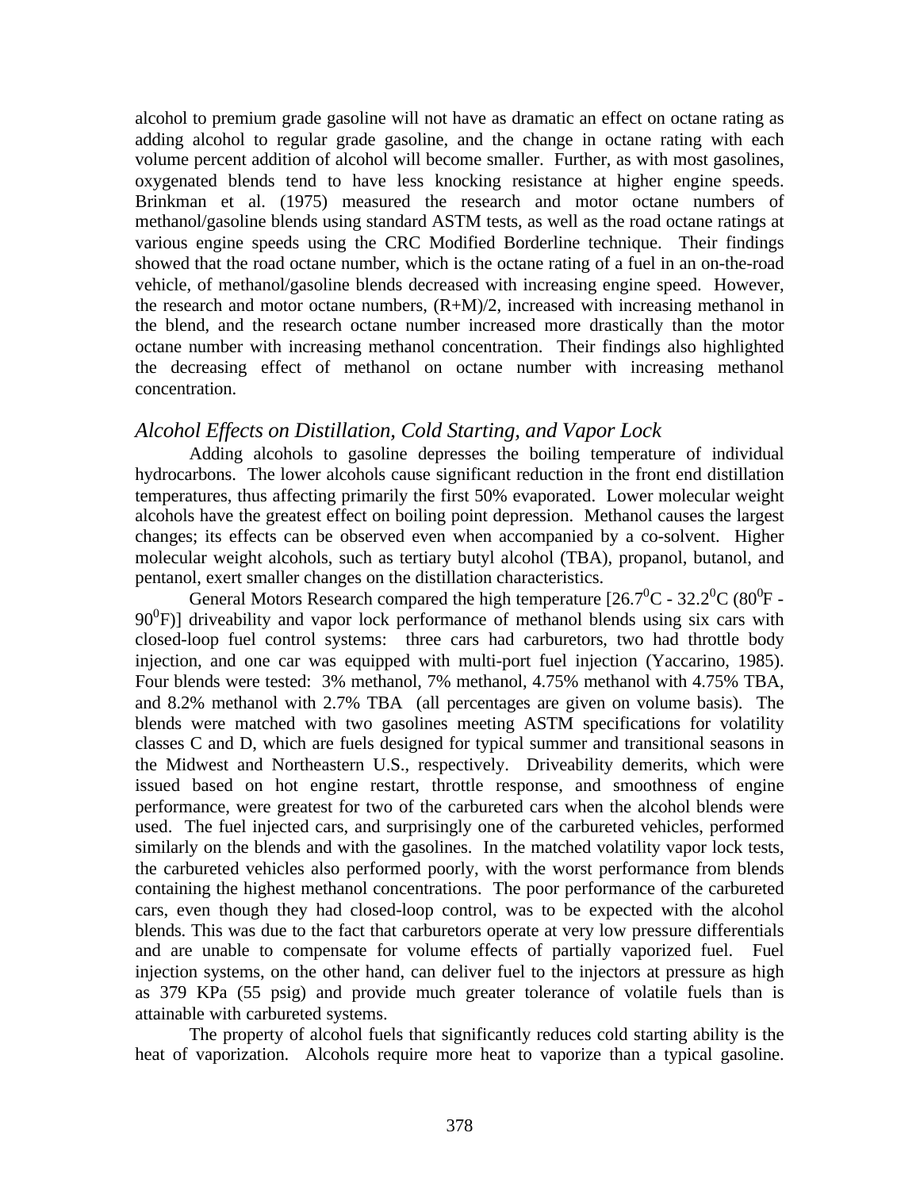alcohol to premium grade gasoline will not have as dramatic an effect on octane rating as adding alcohol to regular grade gasoline, and the change in octane rating with each volume percent addition of alcohol will become smaller. Further, as with most gasolines, oxygenated blends tend to have less knocking resistance at higher engine speeds. Brinkman et al. (1975) measured the research and motor octane numbers of methanol/gasoline blends using standard ASTM tests, as well as the road octane ratings at various engine speeds using the CRC Modified Borderline technique. Their findings showed that the road octane number, which is the octane rating of a fuel in an on-the-road vehicle, of methanol/gasoline blends decreased with increasing engine speed. However, the research and motor octane numbers, (R+M)/2, increased with increasing methanol in the blend, and the research octane number increased more drastically than the motor octane number with increasing methanol concentration. Their findings also highlighted the decreasing effect of methanol on octane number with increasing methanol concentration.

### *Alcohol Effects on Distillation, Cold Starting, and Vapor Lock*

Adding alcohols to gasoline depresses the boiling temperature of individual hydrocarbons. The lower alcohols cause significant reduction in the front end distillation temperatures, thus affecting primarily the first 50% evaporated. Lower molecular weight alcohols have the greatest effect on boiling point depression. Methanol causes the largest changes; its effects can be observed even when accompanied by a co-solvent. Higher molecular weight alcohols, such as tertiary butyl alcohol (TBA), propanol, butanol, and pentanol, exert smaller changes on the distillation characteristics.

General Motors Research compared the high temperature [26.7$^0$C - 32.2$^0$C (80$^0$F - 90$^0$F)] driveability and vapor lock performance of methanol blends using six cars with closed-loop fuel control systems: three cars had carburetors, two had throttle body injection, and one car was equipped with multi-port fuel injection (Yaccarino, 1985). Four blends were tested: 3% methanol, 7% methanol, 4.75% methanol with 4.75% TBA, and 8.2% methanol with 2.7% TBA (all percentages are given on volume basis). The blends were matched with two gasolines meeting ASTM specifications for volatility classes C and D, which are fuels designed for typical summer and transitional seasons in the Midwest and Northeastern U.S., respectively. Driveability demerits, which were issued based on hot engine restart, throttle response, and smoothness of engine performance, were greatest for two of the carbureted cars when the alcohol blends were used. The fuel injected cars, and surprisingly one of the carbureted vehicles, performed similarly on the blends and with the gasolines. In the matched volatility vapor lock tests, the carbureted vehicles also performed poorly, with the worst performance from blends containing the highest methanol concentrations. The poor performance of the carbureted cars, even though they had closed-loop control, was to be expected with the alcohol blends. This was due to the fact that carburetors operate at very low pressure differentials and are unable to compensate for volume effects of partially vaporized fuel. Fuel injection systems, on the other hand, can deliver fuel to the injectors at pressure as high as 379 KPa (55 psig) and provide much greater tolerance of volatile fuels than is attainable with carbureted systems.

The property of alcohol fuels that significantly reduces cold starting ability is the heat of vaporization. Alcohols require more heat to vaporize than a typical gasoline.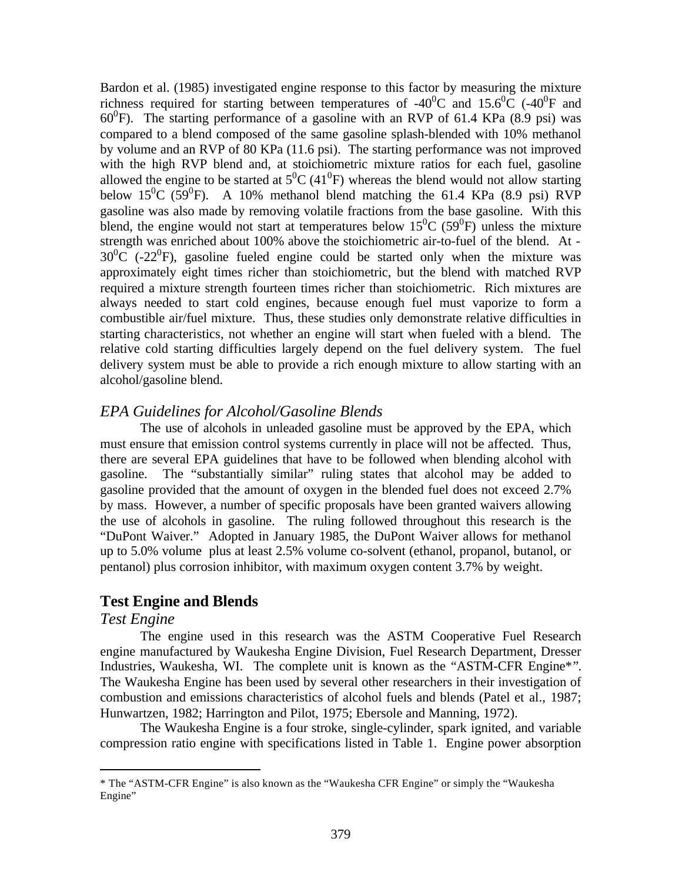Bardon et al. (1985) investigated engine response to this factor by measuring the mixture richness required for starting between temperatures of -40$^0$C and 15.6$^0$C (-40$^0$F and 60$^0$F). The starting performance of a gasoline with an RVP of 61.4 KPa (8.9 psi) was compared to a blend composed of the same gasoline splash-blended with 10% methanol by volume and an RVP of 80 KPa (11.6 psi). The starting performance was not improved with the high RVP blend and, at stoichiometric mixture ratios for each fuel, gasoline allowed the engine to be started at 5$^0$C (41$^0$F) whereas the blend would not allow starting below 15$^0$C (59$^0$F). A 10% methanol blend matching the 61.4 KPa (8.9 psi) RVP gasoline was also made by removing volatile fractions from the base gasoline. With this blend, the engine would not start at temperatures below 15$^0$C (59$^0$F) unless the mixture strength was enriched about 100% above the stoichiometric air-to-fuel of the blend. At -30$^0$C (-22$^0$F), gasoline fueled engine could be started only when the mixture was approximately eight times richer than stoichiometric, but the blend with matched RVP required a mixture strength fourteen times richer than stoichiometric. Rich mixtures are always needed to start cold engines, because enough fuel must vaporize to form a combustible air/fuel mixture. Thus, these studies only demonstrate relative difficulties in starting characteristics, not whether an engine will start when fueled with a blend. The relative cold starting difficulties largely depend on the fuel delivery system. The fuel delivery system must be able to provide a rich enough mixture to allow starting with an alcohol/gasoline blend.

### *EPA Guidelines for Alcohol/Gasoline Blends*

The use of alcohols in unleaded gasoline must be approved by the EPA, which must ensure that emission control systems currently in place will not be affected. Thus, there are several EPA guidelines that have to be followed when blending alcohol with gasoline. The "substantially similar" ruling states that alcohol may be added to gasoline provided that the amount of oxygen in the blended fuel does not exceed 2.7% by mass. However, a number of specific proposals have been granted waivers allowing the use of alcohols in gasoline. The ruling followed throughout this research is the "DuPont Waiver." Adopted in January 1985, the DuPont Waiver allows for methanol up to 5.0% volume plus at least 2.5% volume co-solvent (ethanol, propanol, butanol, or pentanol) plus corrosion inhibitor, with maximum oxygen content 3.7% by weight.

## Test Engine and Blends

### *Test Engine*

The engine used in this research was the ASTM Cooperative Fuel Research engine manufactured by Waukesha Engine Division, Fuel Research Department, Dresser Industries, Waukesha, WI. The complete unit is known as the "ASTM-CFR Engine*". The Waukesha Engine has been used by several other researchers in their investigation of combustion and emissions characteristics of alcohol fuels and blends (Patel et al., 1987; Hunwartzen, 1982; Harrington and Pilot, 1975; Ebersole and Manning, 1972).

The Waukesha Engine is a four stroke, single-cylinder, spark ignited, and variable compression ratio engine with specifications listed in Table 1. Engine power absorption

* The "ASTM-CFR Engine" is also known as the "Waukesha CFR Engine" or simply the "Waukesha Engine"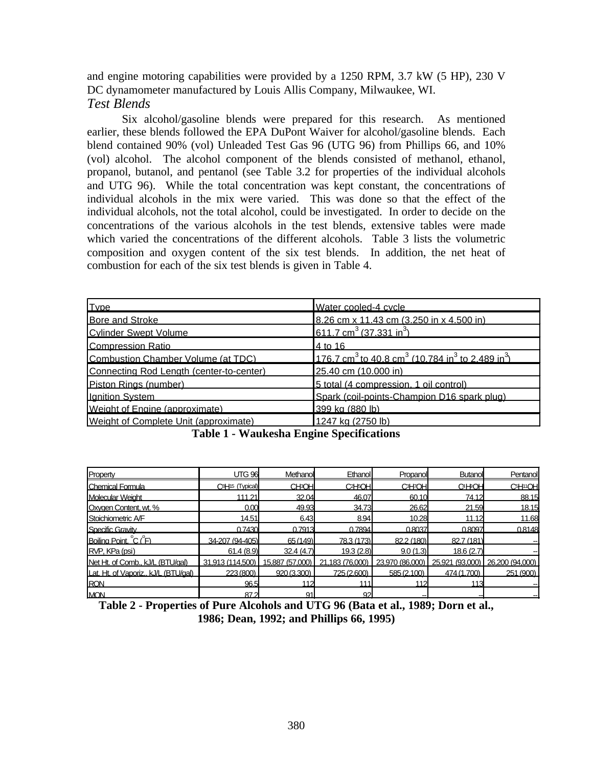and engine motoring capabilities were provided by a 1250 RPM, 3.7 kW (5 HP), 230 V DC dynamometer manufactured by Louis Allis Company, Milwaukee, WI.

### *Test Blends*

Six alcohol/gasoline blends were prepared for this research. As mentioned earlier, these blends followed the EPA DuPont Waiver for alcohol/gasoline blends. Each blend contained 90% (vol) Unleaded Test Gas 96 (UTG 96) from Phillips 66, and 10% (vol) alcohol. The alcohol component of the blends consisted of methanol, ethanol, propanol, butanol, and pentanol (see Table 3.2 for properties of the individual alcohols and UTG 96). While the total concentration was kept constant, the concentrations of individual alcohols in the mix were varied. This was done so that the effect of the individual alcohols, not the total alcohol, could be investigated. In order to decide on the concentrations of the various alcohols in the test blends, extensive tables were made which varied the concentrations of the different alcohols. Table 3 lists the volumetric composition and oxygen content of the six test blends. In addition, the net heat of combustion for each of the six test blends is given in Table 4.

| Type | Water cooled-4 cycle |
|---|---|
| Bore and Stroke | 8.26 cm x 11.43 cm (3.250 in x 4.500 in) |
| Cylinder Swept Volume | 611.7 $cm^3$ (37.331 $in^3$) |
| Compression Ratio | 4 to 16 |
| Combustion Chamber Volume (at TDC) | 176.7 $cm^3$ to 40.8 $cm^3$ (10.784 $in^3$ to 2.489 $in^3$) |
| Connecting Rod Length (center-to-center) | 25.40 cm (10.000 in) |
| Piston Rings (number) | 5 total (4 compression, 1 oil control) |
| Ignition System | Spark (coil-points-Champion D16 spark plug) |
| Weight of Engine (approximate) | 399 kg (880 lb) |
| Weight of Complete Unit (approximate) | 1247 kg (2750 lb) |

**Table 1 - Waukesha Engine Specifications**

| Property | UTG 96 | Methanol | Ethanol | Propanol | Butanol | Pentanol |
|---|---|---|---|---|---|---|
| Chemical Formula | $C_8H_{15}$ (Typical) | $CH_3OH$ | $C_2H_5OH$ | $C_3H_7OH$ | $C_4H_9OH$ | $C_5H_{11}OH$ |
| Molecular Weight | 111.21 | 32.04 | 46.07 | 60.10 | 74.12 | 88.15 |
| Oxygen Content, wt. % | 0.00 | 49.93 | 34.73 | 26.62 | 21.59 | 18.15 |
| Stoichiometric A/F | 14.51 | 6.43 | 8.94 | 10.28 | 11.12 | 11.68 |
| Specific Gravity | 0.7430 | 0.7913 | 0.7894 | 0.8037 | 0.8097 | 0.8148 |
| Boiling Point, °C (°F) | 34-207 (94-405) | 65 (149) | 78.3 (173) | 82.2 (180) | 82.7 (181) | -- |
| RVP, KPa (psi) | 61.4 (8.9) | 32.4 (4.7) | 19.3 (2.8) | 9.0 (1.3) | 18.6 (2.7) | -- |
| Net Ht. of Comb., kJ/L (BTU/gal) | 31,913 (114,500) | 15,887 (57,000) | 21,183 (76,000) | 23,970 (86,000) | 25,921 (93,000) | 26,200 (94,000) |
| Lat. Ht. of Vaporiz., kJ/L (BTU/gal) | 223 (800) | 920 (3,300) | 725 (2,600) | 585 (2,100) | 474 (1,700) | 251 (900) |
| RON | 96.5 | 112 | 111 | 112 | 113 | -- |
| MON | 87.2 | 91 | 92 | -- | -- | -- |

**Table 2 - Properties of Pure Alcohols and UTG 96 (Bata et al., 1989; Dorn et al., 1986; Dean, 1992; and Phillips 66, 1995)**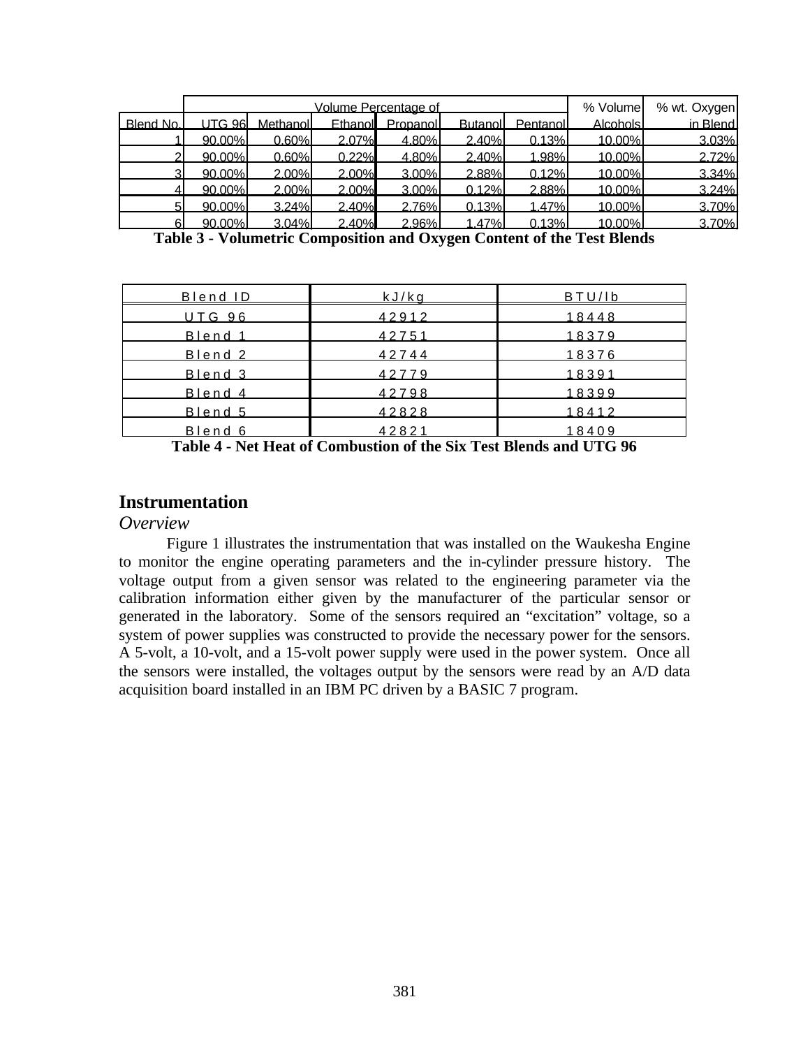| | Volume Percentage of | | | | | | % Volume | % wt. Oxygen |
|---|---|---|---|---|---|---|---|---|
| Blend No. | UTG 96 | Methanol | Ethanol | Propanol | Butanol | Pentanol | Alcohols | in Blend |
| 1 | 90.00% | 0.60% | 2.07% | 4.80% | 2.40% | 0.13% | 10.00% | 3.03% |
| 2 | 90.00% | 0.60% | 0.22% | 4.80% | 2.40% | 1.98% | 10.00% | 2.72% |
| 3 | 90.00% | 2.00% | 2.00% | 3.00% | 2.88% | 0.12% | 10.00% | 3.34% |
| 4 | 90.00% | 2.00% | 2.00% | 3.00% | 0.12% | 2.88% | 10.00% | 3.24% |
| 5 | 90.00% | 3.24% | 2.40% | 2.76% | 0.13% | 1.47% | 10.00% | 3.70% |
| 6 | 90.00% | 3.04% | 2.40% | 2.96% | 1.47% | 0.13% | 10.00% | 3.70% |

**Table 3 - Volumetric Composition and Oxygen Content of the Test Blends**

| Blend ID | kJ/kg | BTU/lb |
|---|---|---|
| UTG 96 | 42912 | 18448 |
| Blend 1 | 42751 | 18379 |
| Blend 2 | 42744 | 18376 |
| Blend 3 | 42779 | 18391 |
| Blend 4 | 42798 | 18399 |
| Blend 5 | 42828 | 18412 |
| Blend 6 | 42821 | 18409 |

**Table 4 - Net Heat of Combustion of the Six Test Blends and UTG 96**

## Instrumentation

### *Overview*

Figure 1 illustrates the instrumentation that was installed on the Waukesha Engine to monitor the engine operating parameters and the in-cylinder pressure history. The voltage output from a given sensor was related to the engineering parameter via the calibration information either given by the manufacturer of the particular sensor or generated in the laboratory. Some of the sensors required an "excitation" voltage, so a system of power supplies was constructed to provide the necessary power for the sensors. A 5-volt, a 10-volt, and a 15-volt power supply were used in the power system. Once all the sensors were installed, the voltages output by the sensors were read by an A/D data acquisition board installed in an IBM PC driven by a BASIC 7 program.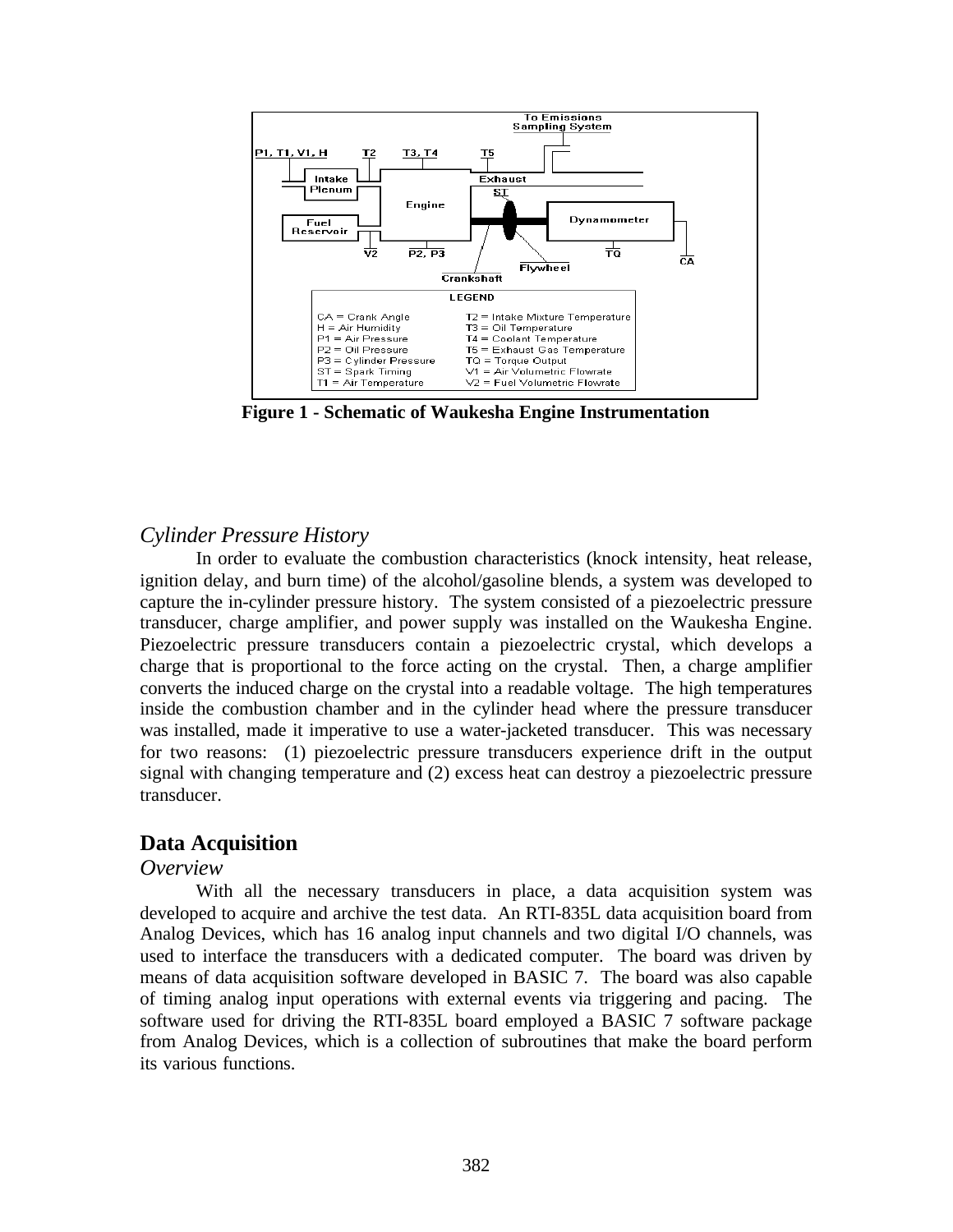Figure 1 - Schematic of Waukesha Engine Instrumentation

### *Cylinder Pressure History*

In order to evaluate the combustion characteristics (knock intensity, heat release, ignition delay, and burn time) of the alcohol/gasoline blends, a system was developed to capture the in-cylinder pressure history. The system consisted of a piezoelectric pressure transducer, charge amplifier, and power supply was installed on the Waukesha Engine. Piezoelectric pressure transducers contain a piezoelectric crystal, which develops a charge that is proportional to the force acting on the crystal. Then, a charge amplifier converts the induced charge on the crystal into a readable voltage. The high temperatures inside the combustion chamber and in the cylinder head where the pressure transducer was installed, made it imperative to use a water-jacketed transducer. This was necessary for two reasons: (1) piezoelectric pressure transducers experience drift in the output signal with changing temperature and (2) excess heat can destroy a piezoelectric pressure transducer.

## Data Acquisition

### *Overview*

With all the necessary transducers in place, a data acquisition system was developed to acquire and archive the test data. An RTI-835L data acquisition board from Analog Devices, which has 16 analog input channels and two digital I/O channels, was used to interface the transducers with a dedicated computer. The board was driven by means of data acquisition software developed in BASIC 7. The board was also capable of timing analog input operations with external events via triggering and pacing. The software used for driving the RTI-835L board employed a BASIC 7 software package from Analog Devices, which is a collection of subroutines that make the board perform its various functions.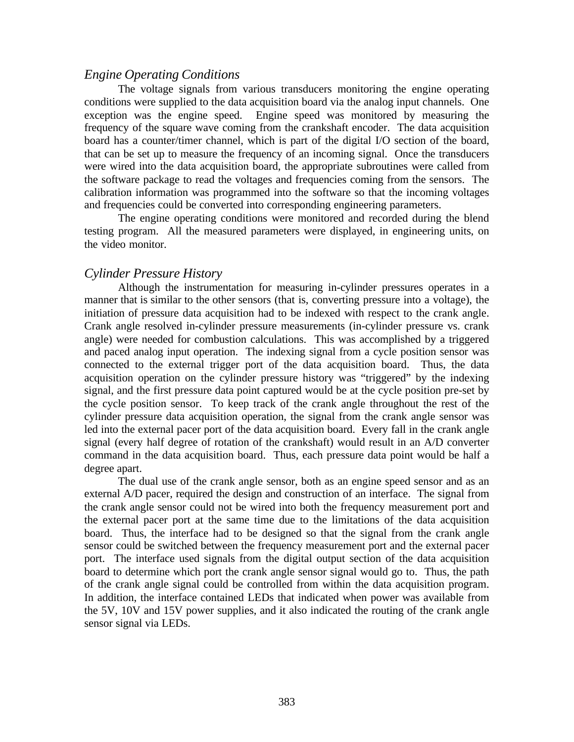### *Engine Operating Conditions*

The voltage signals from various transducers monitoring the engine operating conditions were supplied to the data acquisition board via the analog input channels. One exception was the engine speed. Engine speed was monitored by measuring the frequency of the square wave coming from the crankshaft encoder. The data acquisition board has a counter/timer channel, which is part of the digital I/O section of the board, that can be set up to measure the frequency of an incoming signal. Once the transducers were wired into the data acquisition board, the appropriate subroutines were called from the software package to read the voltages and frequencies coming from the sensors. The calibration information was programmed into the software so that the incoming voltages and frequencies could be converted into corresponding engineering parameters.

The engine operating conditions were monitored and recorded during the blend testing program. All the measured parameters were displayed, in engineering units, on the video monitor.

### *Cylinder Pressure History*

Although the instrumentation for measuring in-cylinder pressures operates in a manner that is similar to the other sensors (that is, converting pressure into a voltage), the initiation of pressure data acquisition had to be indexed with respect to the crank angle. Crank angle resolved in-cylinder pressure measurements (in-cylinder pressure vs. crank angle) were needed for combustion calculations. This was accomplished by a triggered and paced analog input operation. The indexing signal from a cycle position sensor was connected to the external trigger port of the data acquisition board. Thus, the data acquisition operation on the cylinder pressure history was "triggered" by the indexing signal, and the first pressure data point captured would be at the cycle position pre-set by the cycle position sensor. To keep track of the crank angle throughout the rest of the cylinder pressure data acquisition operation, the signal from the crank angle sensor was led into the external pacer port of the data acquisition board. Every fall in the crank angle signal (every half degree of rotation of the crankshaft) would result in an A/D converter command in the data acquisition board. Thus, each pressure data point would be half a degree apart.

The dual use of the crank angle sensor, both as an engine speed sensor and as an external A/D pacer, required the design and construction of an interface. The signal from the crank angle sensor could not be wired into both the frequency measurement port and the external pacer port at the same time due to the limitations of the data acquisition board. Thus, the interface had to be designed so that the signal from the crank angle sensor could be switched between the frequency measurement port and the external pacer port. The interface used signals from the digital output section of the data acquisition board to determine which port the crank angle sensor signal would go to. Thus, the path of the crank angle signal could be controlled from within the data acquisition program. In addition, the interface contained LEDs that indicated when power was available from the 5V, 10V and 15V power supplies, and it also indicated the routing of the crank angle sensor signal via LEDs.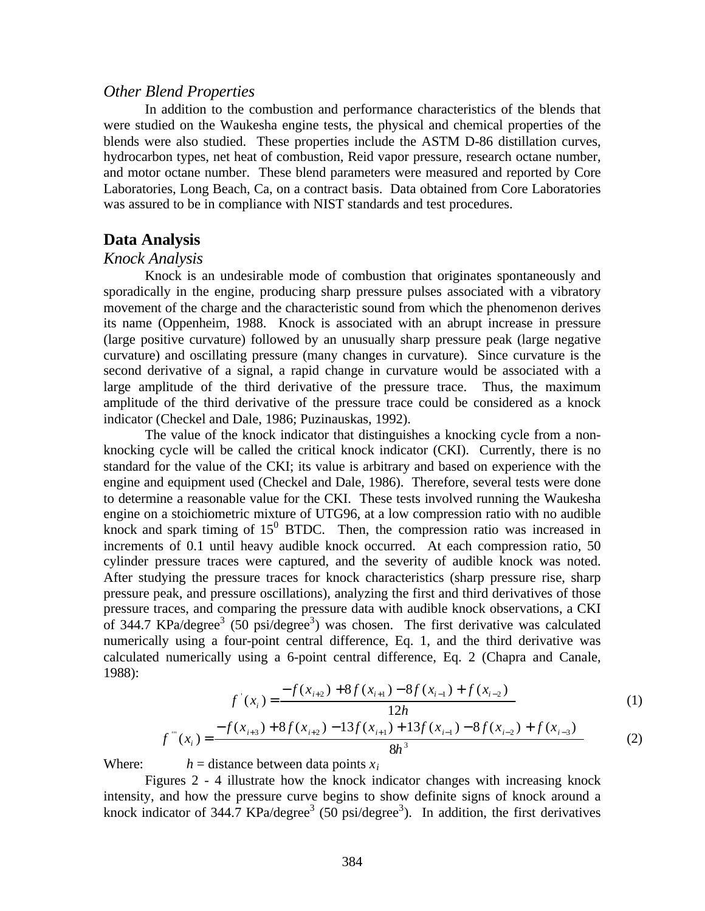### *Other Blend Properties*

In addition to the combustion and performance characteristics of the blends that were studied on the Waukesha engine tests, the physical and chemical properties of the blends were also studied. These properties include the ASTM D-86 distillation curves, hydrocarbon types, net heat of combustion, Reid vapor pressure, research octane number, and motor octane number. These blend parameters were measured and reported by Core Laboratories, Long Beach, Ca, on a contract basis. Data obtained from Core Laboratories was assured to be in compliance with NIST standards and test procedures.

## Data Analysis

### *Knock Analysis*

Knock is an undesirable mode of combustion that originates spontaneously and sporadically in the engine, producing sharp pressure pulses associated with a vibratory movement of the charge and the characteristic sound from which the phenomenon derives its name (Oppenheim, 1988. Knock is associated with an abrupt increase in pressure (large positive curvature) followed by an unusually sharp pressure peak (large negative curvature) and oscillating pressure (many changes in curvature). Since curvature is the second derivative of a signal, a rapid change in curvature would be associated with a large amplitude of the third derivative of the pressure trace. Thus, the maximum amplitude of the third derivative of the pressure trace could be considered as a knock indicator (Checkel and Dale, 1986; Puzinauskas, 1992).

The value of the knock indicator that distinguishes a knocking cycle from a non-knocking cycle will be called the critical knock indicator (CKI). Currently, there is no standard for the value of the CKI; its value is arbitrary and based on experience with the engine and equipment used (Checkel and Dale, 1986). Therefore, several tests were done to determine a reasonable value for the CKI. These tests involved running the Waukesha engine on a stoichiometric mixture of UTG96, at a low compression ratio with no audible knock and spark timing of $15^0$ BTDC. Then, the compression ratio was increased in increments of 0.1 until heavy audible knock occurred. At each compression ratio, 50 cylinder pressure traces were captured, and the severity of audible knock was noted. After studying the pressure traces for knock characteristics (sharp pressure rise, sharp pressure peak, and pressure oscillations), analyzing the first and third derivatives of those pressure traces, and comparing the pressure data with audible knock observations, a CKI of 344.7 KPa/degree$^3$ (50 psi/degree$^3$) was chosen. The first derivative was calculated numerically using a four-point central difference, Eq. 1, and the third derivative was calculated numerically using a 6-point central difference, Eq. 2 (Chapra and Canale, 1988):

$$f^{'}(x_i) = \frac{-f(x_{i+2}) + 8f(x_{i+1}) - 8f(x_{i-1}) + f(x_{i-2})}{12h} \tag{1}$$

$$f^{'''}(x_i) = \frac{-f(x_{i+3}) + 8f(x_{i+2}) - 13f(x_{i+1}) + 13f(x_{i-1}) - 8f(x_{i-2}) + f(x_{i-3})}{8h^3} \tag{2}$$

Where: $h$ = distance between data points $x_i$

Figures 2 - 4 illustrate how the knock indicator changes with increasing knock intensity, and how the pressure curve begins to show definite signs of knock around a knock indicator of 344.7 KPa/degree$^3$ (50 psi/degree$^3$). In addition, the first derivatives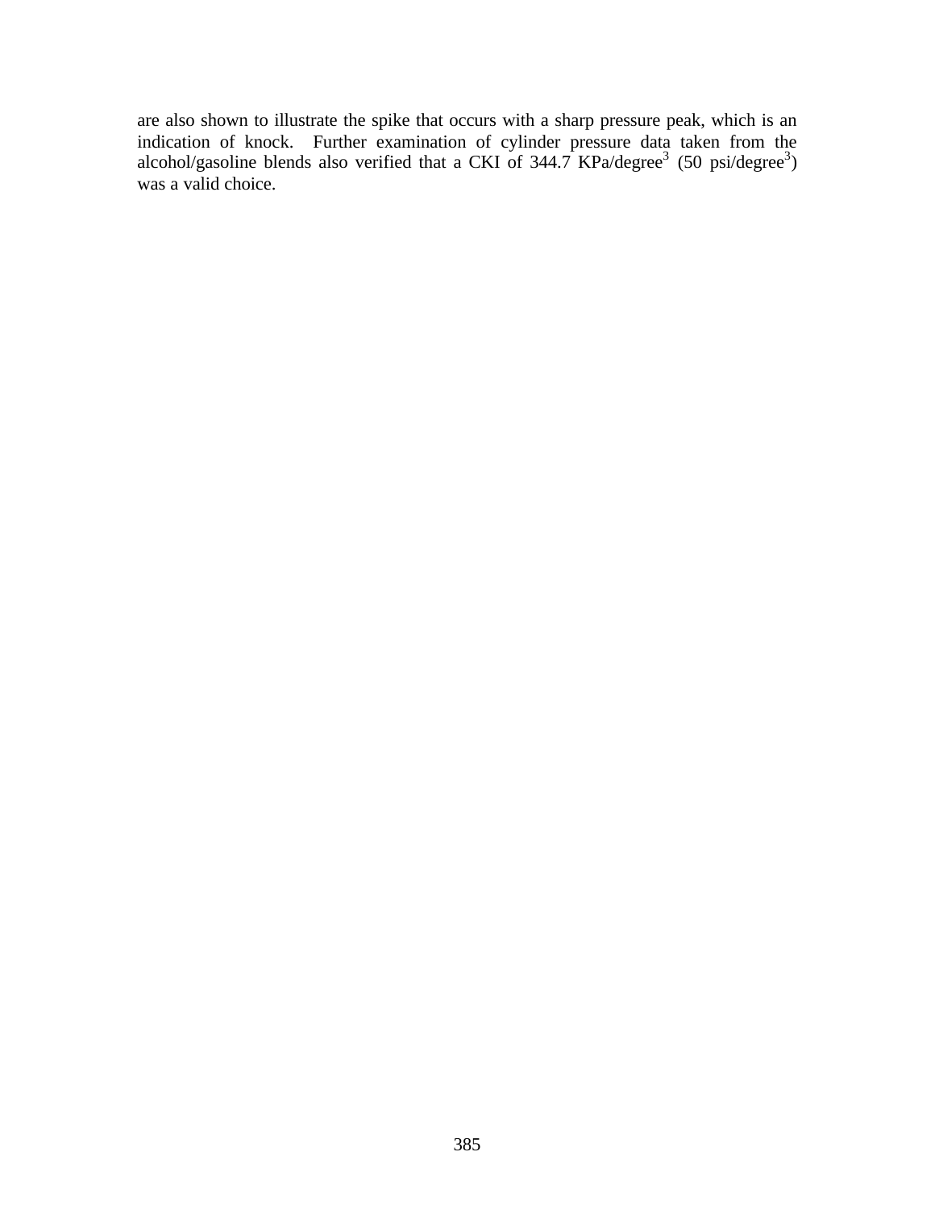are also shown to illustrate the spike that occurs with a sharp pressure peak, which is an indication of knock. Further examination of cylinder pressure data taken from the alcohol/gasoline blends also verified that a CKI of 344.7 KPa/degree$^3$ (50 psi/degree$^3$) was a valid choice.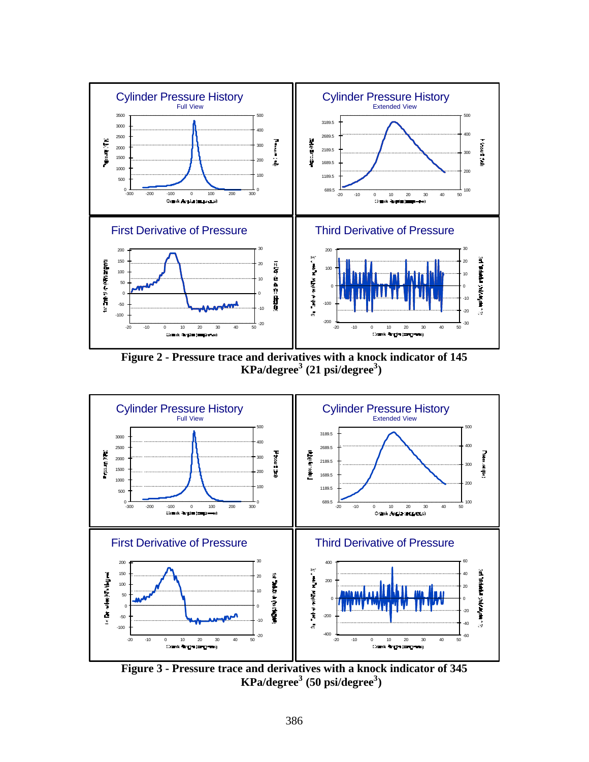**Figure 2 - Pressure trace and derivatives with a knock indicator of 145 KPa/degree$^3$ (21 psi/degree$^3$)**

**Figure 3 - Pressure trace and derivatives with a knock indicator of 345 KPa/degree$^3$ (50 psi/degree$^3$)**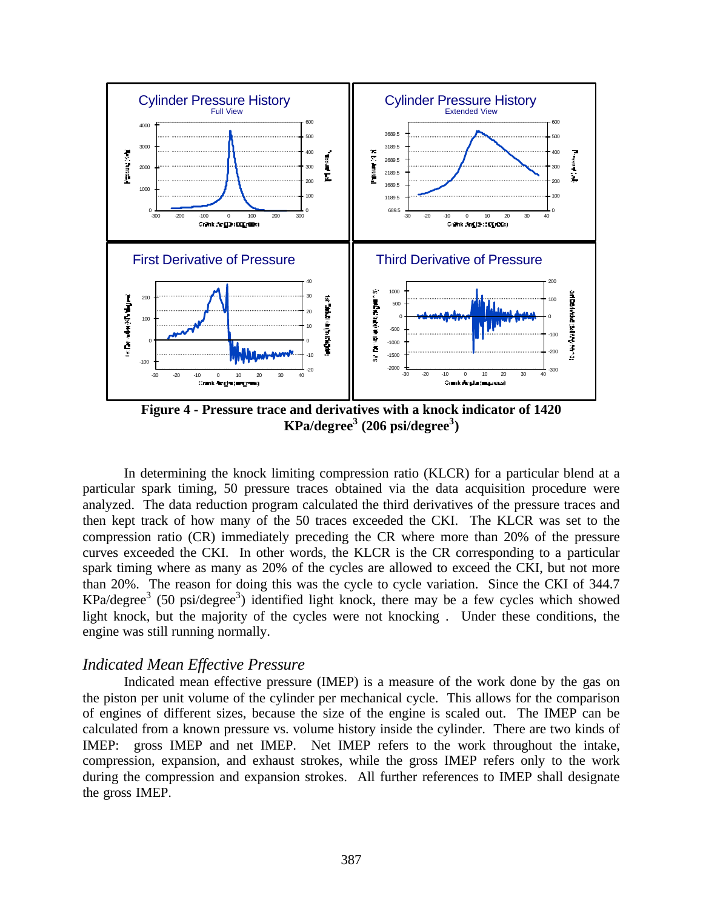**Figure 4 - Pressure trace and derivatives with a knock indicator of 1420 KPa/degree$^3$ (206 psi/degree$^3$)**

In determining the knock limiting compression ratio (KLCR) for a particular blend at a particular spark timing, 50 pressure traces obtained via the data acquisition procedure were analyzed. The data reduction program calculated the third derivatives of the pressure traces and then kept track of how many of the 50 traces exceeded the CKI. The KLCR was set to the compression ratio (CR) immediately preceding the CR where more than 20% of the pressure curves exceeded the CKI. In other words, the KLCR is the CR corresponding to a particular spark timing where as many as 20% of the cycles are allowed to exceed the CKI, but not more than 20%. The reason for doing this was the cycle to cycle variation. Since the CKI of 344.7 KPa/degree$^3$ (50 psi/degree$^3$) identified light knock, there may be a few cycles which showed light knock, but the majority of the cycles were not knocking . Under these conditions, the engine was still running normally.

### *Indicated Mean Effective Pressure*

Indicated mean effective pressure (IMEP) is a measure of the work done by the gas on the piston per unit volume of the cylinder per mechanical cycle. This allows for the comparison of engines of different sizes, because the size of the engine is scaled out. The IMEP can be calculated from a known pressure vs. volume history inside the cylinder. There are two kinds of IMEP: gross IMEP and net IMEP. Net IMEP refers to the work throughout the intake, compression, expansion, and exhaust strokes, while the gross IMEP refers only to the work during the compression and expansion strokes. All further references to IMEP shall designate the gross IMEP.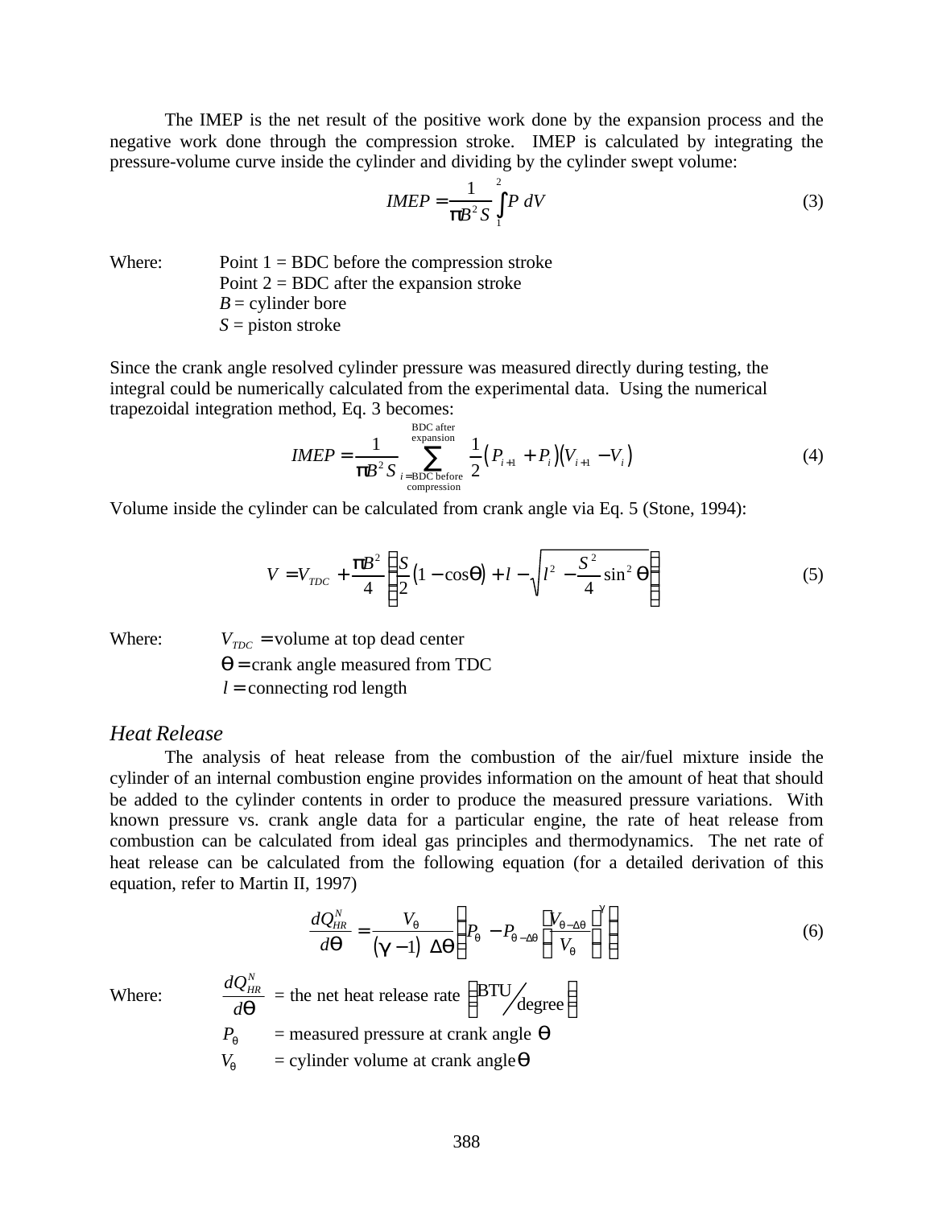The IMEP is the net result of the positive work done by the expansion process and the negative work done through the compression stroke. IMEP is calculated by integrating the pressure-volume curve inside the cylinder and dividing by the cylinder swept volume:

$$IMEP = \frac{1}{\pi B^2 S} \int_1^2 P \, dV \tag{3}$$

Where: Point 1 = BDC before the compression stroke
Point 2 = BDC after the expansion stroke
$B$ = cylinder bore
$S$ = piston stroke

Since the crank angle resolved cylinder pressure was measured directly during testing, the integral could be numerically calculated from the experimental data. Using the numerical trapezoidal integration method, Eq. 3 becomes:

$$IMEP = \frac{1}{\pi B^2 S} \sum_{i=\text{BDC before compression}}^{\text{BDC after expansion}} \frac{1}{2}\left(P_{i+1} + P_i\right)\left(V_{i+1} - V_i\right) \tag{4}$$

Volume inside the cylinder can be calculated from crank angle via Eq. 5 (Stone, 1994):

$$V = V_{TDC} + \frac{\pi B^2}{4}\left[\frac{S}{2}\left(1 - \cos\theta\right) + l - \sqrt{l^2 - \frac{S^2}{4}\sin^2\theta}\right] \tag{5}$$

Where: $V_{TDC}$ = volume at top dead center
$\theta$ = crank angle measured from TDC
$l$ = connecting rod length

## *Heat Release*

The analysis of heat release from the combustion of the air/fuel mixture inside the cylinder of an internal combustion engine provides information on the amount of heat that should be added to the cylinder contents in order to produce the measured pressure variations. With known pressure vs. crank angle data for a particular engine, the rate of heat release from combustion can be calculated from ideal gas principles and thermodynamics. The net rate of heat release can be calculated from the following equation (for a detailed derivation of this equation, refer to Martin II, 1997)

$$\frac{dQ_{HR}^N}{d\theta} = \frac{V_\theta}{\left(\gamma - 1\right)\,\Delta\theta}\left[P_\theta - P_{\theta-\Delta\theta}\left(\frac{V_{\theta-\Delta\theta}}{V_\theta}\right)^\gamma\right] \tag{6}$$

Where: $\frac{dQ_{HR}^N}{d\theta}$ = the net heat release rate $\left(\text{BTU}/\text{degree}\right)$
$P_\theta$ = measured pressure at crank angle $\theta$
$V_\theta$ = cylinder volume at crank angle $\theta$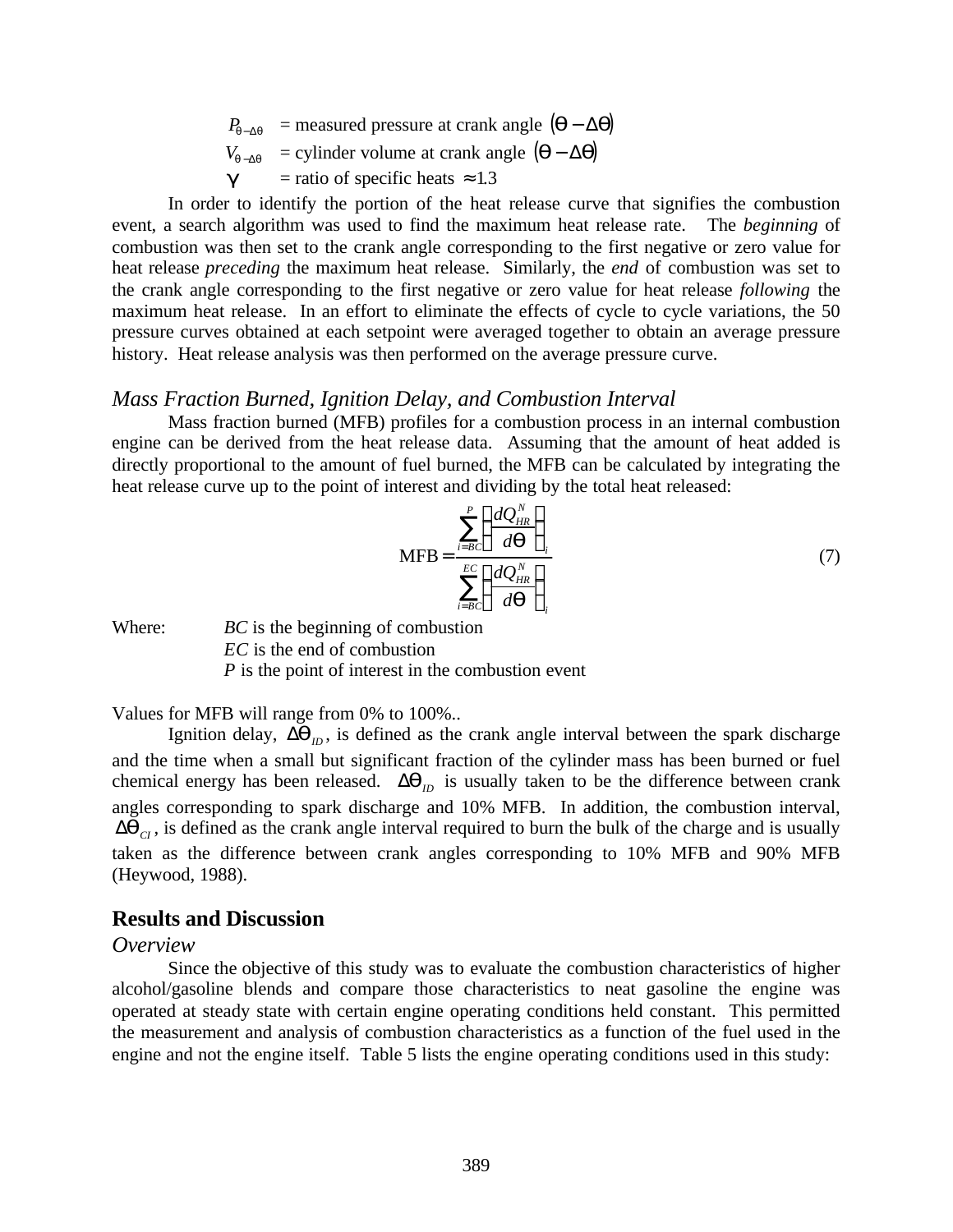$P_{\theta-\Delta\theta}$ = measured pressure at crank angle $(\theta - \Delta\theta)$
$V_{\theta-\Delta\theta}$ = cylinder volume at crank angle $(\theta - \Delta\theta)$
$\gamma$ = ratio of specific heats $\approx 1.3$

In order to identify the portion of the heat release curve that signifies the combustion event, a search algorithm was used to find the maximum heat release rate. The *beginning* of combustion was then set to the crank angle corresponding to the first negative or zero value for heat release *preceding* the maximum heat release. Similarly, the *end* of combustion was set to the crank angle corresponding to the first negative or zero value for heat release *following* the maximum heat release. In an effort to eliminate the effects of cycle to cycle variations, the 50 pressure curves obtained at each setpoint were averaged together to obtain an average pressure history. Heat release analysis was then performed on the average pressure curve.

### *Mass Fraction Burned, Ignition Delay, and Combustion Interval*

Mass fraction burned (MFB) profiles for a combustion process in an internal combustion engine can be derived from the heat release data. Assuming that the amount of heat added is directly proportional to the amount of fuel burned, the MFB can be calculated by integrating the heat release curve up to the point of interest and dividing by the total heat released:

$$\text{MFB} = \frac{\sum_{i=BC}^{P} \left( \frac{dQ_{HR}^{N}}{d\theta} \right)_i}{\sum_{i=BC}^{EC} \left( \frac{dQ_{HR}^{N}}{d\theta} \right)_i} \tag{7}$$

Where: *BC* is the beginning of combustion
*EC* is the end of combustion
*P* is the point of interest in the combustion event

Values for MFB will range from 0% to 100%..

Ignition delay, $\Delta\theta_{ID}$, is defined as the crank angle interval between the spark discharge and the time when a small but significant fraction of the cylinder mass has been burned or fuel chemical energy has been released. $\Delta\theta_{ID}$ is usually taken to be the difference between crank angles corresponding to spark discharge and 10% MFB. In addition, the combustion interval, $\Delta\theta_{CI}$, is defined as the crank angle interval required to burn the bulk of the charge and is usually taken as the difference between crank angles corresponding to 10% MFB and 90% MFB (Heywood, 1988).

## Results and Discussion

### *Overview*

Since the objective of this study was to evaluate the combustion characteristics of higher alcohol/gasoline blends and compare those characteristics to neat gasoline the engine was operated at steady state with certain engine operating conditions held constant. This permitted the measurement and analysis of combustion characteristics as a function of the fuel used in the engine and not the engine itself. Table 5 lists the engine operating conditions used in this study: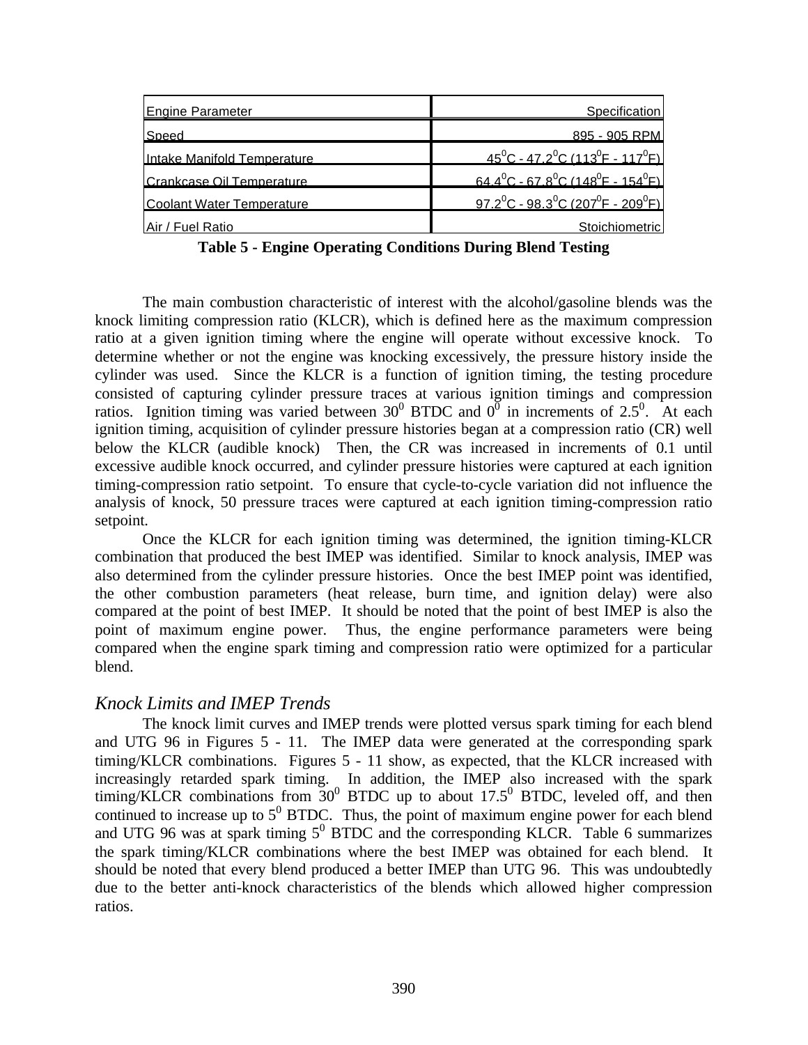| Engine Parameter | Specification |
| --- | --- |
| Speed | 895 - 905 RPM |
| Intake Manifold Temperature | $45^0$C - $47.2^0$C ($113^0$F - $117^0$F) |
| Crankcase Oil Temperature | $64.4^0$C - $67.8^0$C ($148^0$F - $154^0$F) |
| Coolant Water Temperature | $97.2^0$C - $98.3^0$C ($207^0$F - $209^0$F) |
| Air / Fuel Ratio | Stoichiometric |

**Table 5 - Engine Operating Conditions During Blend Testing**

The main combustion characteristic of interest with the alcohol/gasoline blends was the knock limiting compression ratio (KLCR), which is defined here as the maximum compression ratio at a given ignition timing where the engine will operate without excessive knock. To determine whether or not the engine was knocking excessively, the pressure history inside the cylinder was used. Since the KLCR is a function of ignition timing, the testing procedure consisted of capturing cylinder pressure traces at various ignition timings and compression ratios. Ignition timing was varied between $30^0$ BTDC and $0^0$ in increments of $2.5^0$. At each ignition timing, acquisition of cylinder pressure histories began at a compression ratio (CR) well below the KLCR (audible knock) Then, the CR was increased in increments of 0.1 until excessive audible knock occurred, and cylinder pressure histories were captured at each ignition timing-compression ratio setpoint. To ensure that cycle-to-cycle variation did not influence the analysis of knock, 50 pressure traces were captured at each ignition timing-compression ratio setpoint.

Once the KLCR for each ignition timing was determined, the ignition timing-KLCR combination that produced the best IMEP was identified. Similar to knock analysis, IMEP was also determined from the cylinder pressure histories. Once the best IMEP point was identified, the other combustion parameters (heat release, burn time, and ignition delay) were also compared at the point of best IMEP. It should be noted that the point of best IMEP is also the point of maximum engine power. Thus, the engine performance parameters were being compared when the engine spark timing and compression ratio were optimized for a particular blend.

### *Knock Limits and IMEP Trends*

The knock limit curves and IMEP trends were plotted versus spark timing for each blend and UTG 96 in Figures 5 - 11. The IMEP data were generated at the corresponding spark timing/KLCR combinations. Figures 5 - 11 show, as expected, that the KLCR increased with increasingly retarded spark timing. In addition, the IMEP also increased with the spark timing/KLCR combinations from $30^0$ BTDC up to about $17.5^0$ BTDC, leveled off, and then continued to increase up to $5^0$ BTDC. Thus, the point of maximum engine power for each blend and UTG 96 was at spark timing $5^0$ BTDC and the corresponding KLCR. Table 6 summarizes the spark timing/KLCR combinations where the best IMEP was obtained for each blend. It should be noted that every blend produced a better IMEP than UTG 96. This was undoubtedly due to the better anti-knock characteristics of the blends which allowed higher compression ratios.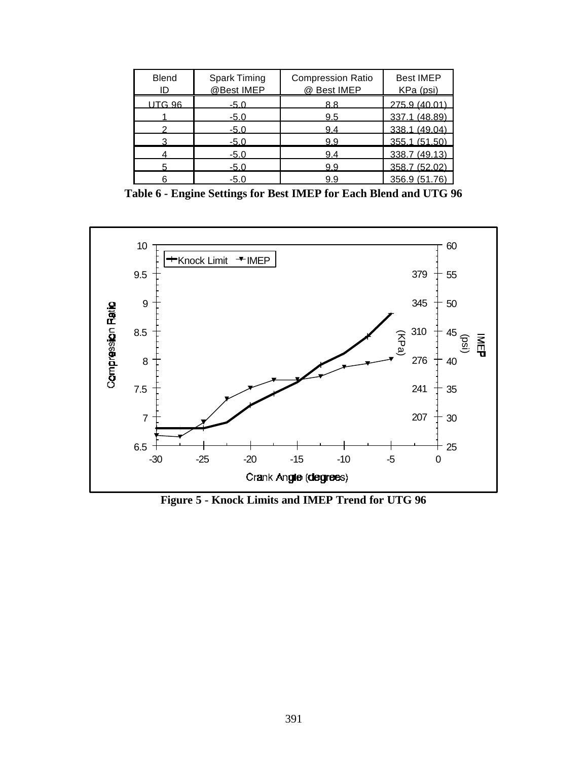| Blend ID | Spark Timing @Best IMEP | Compression Ratio @ Best IMEP | Best IMEP KPa (psi) |
|---|---|---|---|
| UTG 96 | -5.0 | 8.8 | 275.9 (40.01) |
| 1 | -5.0 | 9.5 | 337.1 (48.89) |
| 2 | -5.0 | 9.4 | 338.1 (49.04) |
| 3 | -5.0 | 9.9 | 355.1 (51.50) |
| 4 | -5.0 | 9.4 | 338.7 (49.13) |
| 5 | -5.0 | 9.9 | 358.7 (52.02) |
| 6 | -5.0 | 9.9 | 356.9 (51.76) |

**Table 6 - Engine Settings for Best IMEP for Each Blend and UTG 96**

**Figure 5 - Knock Limits and IMEP Trend for UTG 96**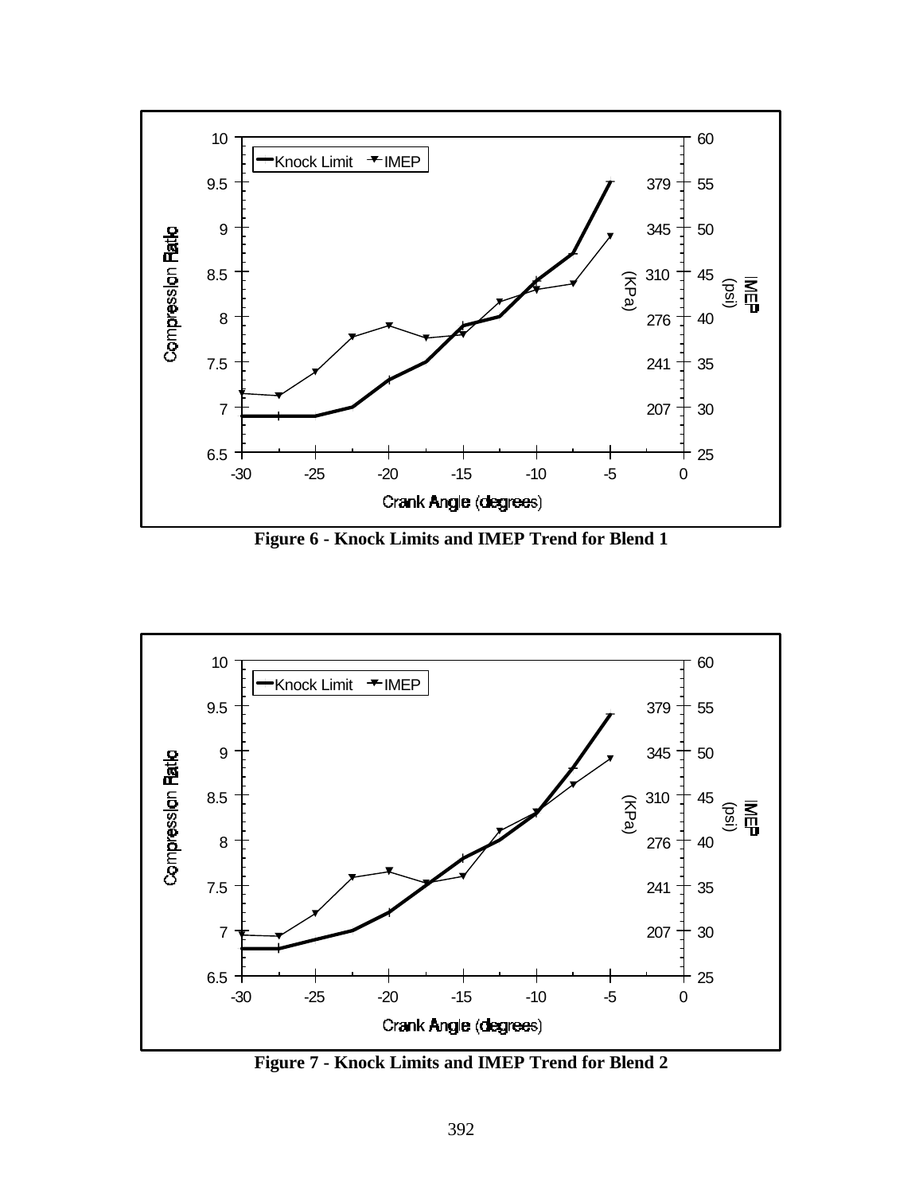Figure 6 - Knock Limits and IMEP Trend for Blend 1

Figure 7 - Knock Limits and IMEP Trend for Blend 2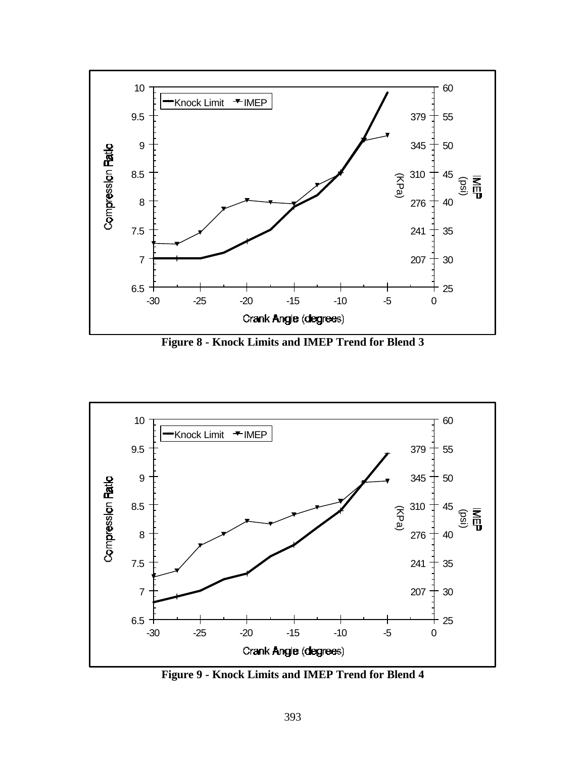Figure 8 - Knock Limits and IMEP Trend for Blend 3

Figure 9 - Knock Limits and IMEP Trend for Blend 4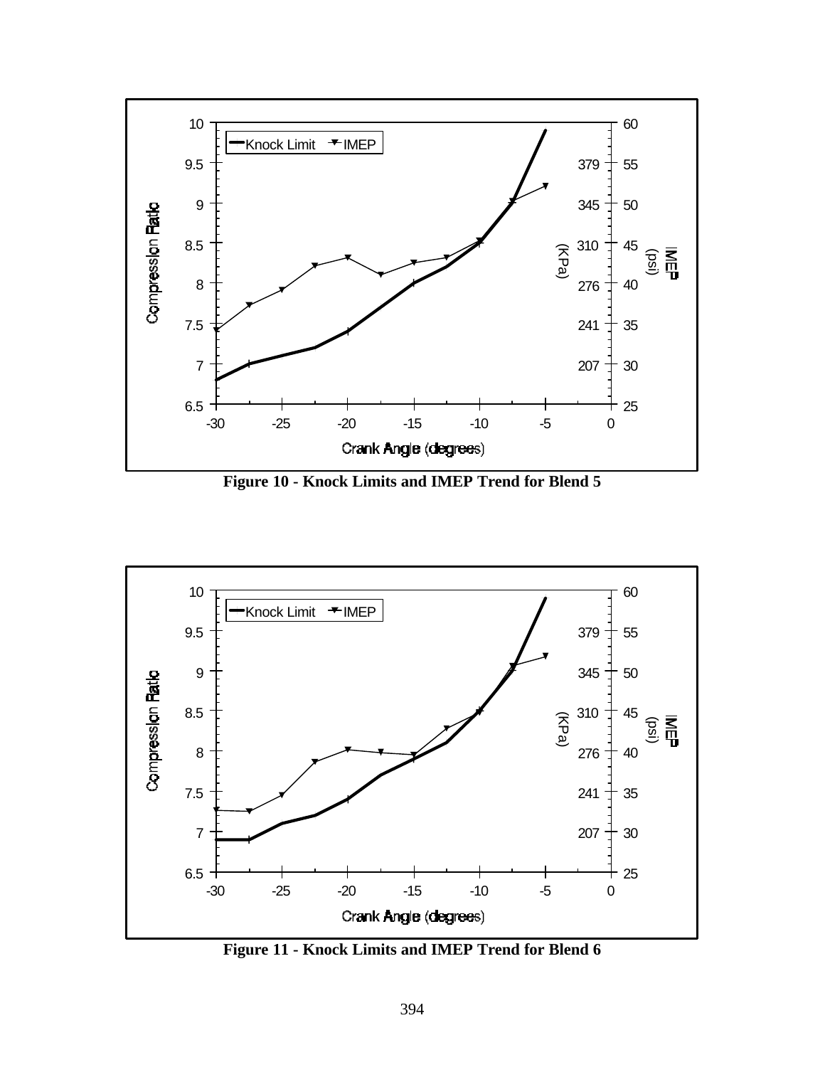**Figure 10 - Knock Limits and IMEP Trend for Blend 5**

**Figure 11 - Knock Limits and IMEP Trend for Blend 6**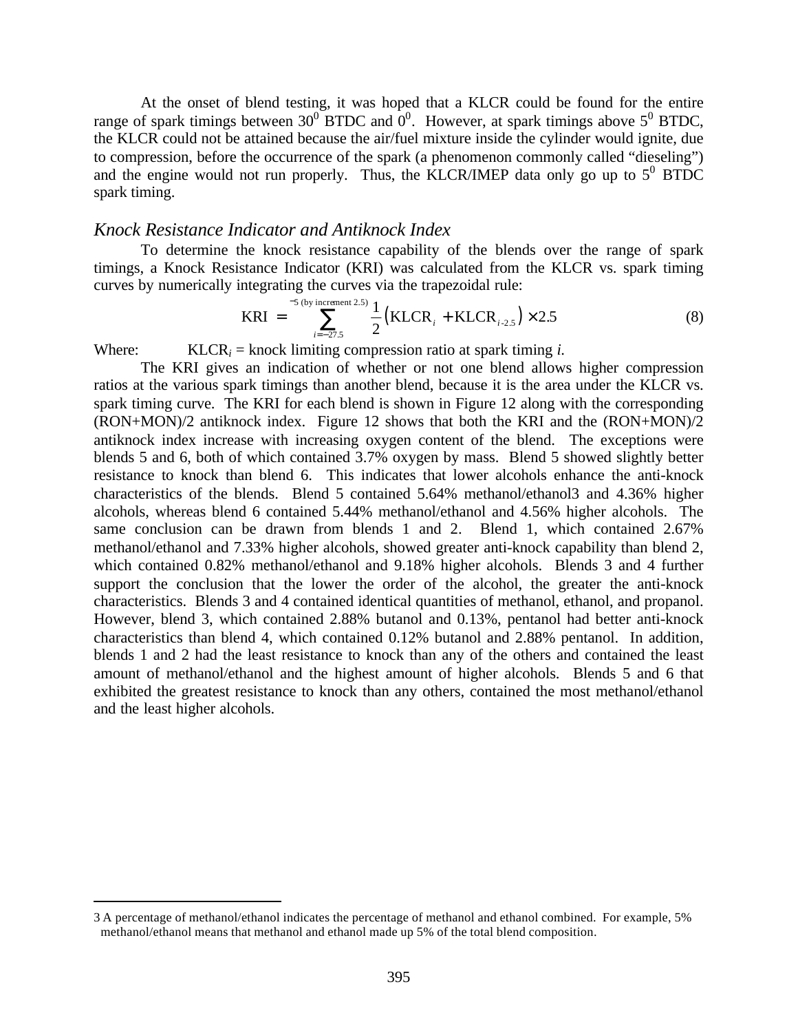At the onset of blend testing, it was hoped that a KLCR could be found for the entire range of spark timings between $30^0$ BTDC and $0^0$. However, at spark timings above $5^0$ BTDC, the KLCR could not be attained because the air/fuel mixture inside the cylinder would ignite, due to compression, before the occurrence of the spark (a phenomenon commonly called "dieseling") and the engine would not run properly. Thus, the KLCR/IMEP data only go up to $5^0$ BTDC spark timing.

### *Knock Resistance Indicator and Antiknock Index*

To determine the knock resistance capability of the blends over the range of spark timings, a Knock Resistance Indicator (KRI) was calculated from the KLCR vs. spark timing curves by numerically integrating the curves via the trapezoidal rule:

$$\mathrm{KRI} = \sum_{i=-27.5}^{-5 \text{ (by increment 2.5)}} \frac{1}{2}\left(\mathrm{KLCR}_i + \mathrm{KLCR}_{i\text{-}2.5}\right) \times 2.5 \tag{8}$$

Where: $\mathrm{KLCR}_i$ = knock limiting compression ratio at spark timing *i*.

The KRI gives an indication of whether or not one blend allows higher compression ratios at the various spark timings than another blend, because it is the area under the KLCR vs. spark timing curve. The KRI for each blend is shown in Figure 12 along with the corresponding (RON+MON)/2 antiknock index. Figure 12 shows that both the KRI and the (RON+MON)/2 antiknock index increase with increasing oxygen content of the blend. The exceptions were blends 5 and 6, both of which contained 3.7% oxygen by mass. Blend 5 showed slightly better resistance to knock than blend 6. This indicates that lower alcohols enhance the anti-knock characteristics of the blends. Blend 5 contained 5.64% methanol/ethanol[3] and 4.36% higher alcohols, whereas blend 6 contained 5.44% methanol/ethanol and 4.56% higher alcohols. The same conclusion can be drawn from blends 1 and 2. Blend 1, which contained 2.67% methanol/ethanol and 7.33% higher alcohols, showed greater anti-knock capability than blend 2, which contained 0.82% methanol/ethanol and 9.18% higher alcohols. Blends 3 and 4 further support the conclusion that the lower the order of the alcohol, the greater the anti-knock characteristics. Blends 3 and 4 contained identical quantities of methanol, ethanol, and propanol. However, blend 3, which contained 2.88% butanol and 0.13%, pentanol had better anti-knock characteristics than blend 4, which contained 0.12% butanol and 2.88% pentanol. In addition, blends 1 and 2 had the least resistance to knock than any of the others and contained the least amount of methanol/ethanol and the highest amount of higher alcohols. Blends 5 and 6 that exhibited the greatest resistance to knock than any others, contained the most methanol/ethanol and the least higher alcohols.

---

[3] A percentage of methanol/ethanol indicates the percentage of methanol and ethanol combined. For example, 5% methanol/ethanol means that methanol and ethanol made up 5% of the total blend composition.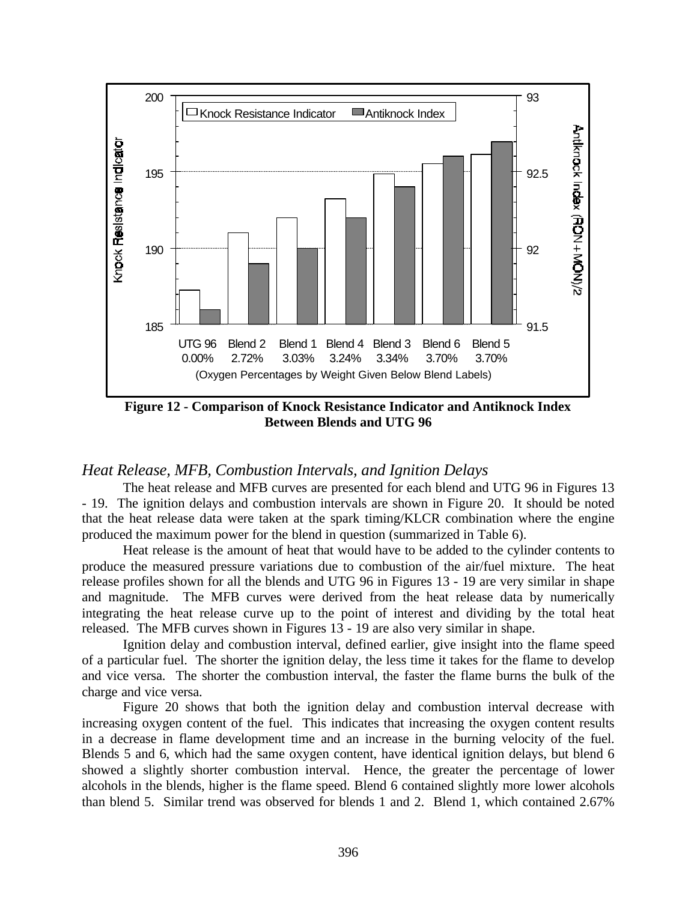**Figure 12 - Comparison of Knock Resistance Indicator and Antiknock Index Between Blends and UTG 96**

### *Heat Release, MFB, Combustion Intervals, and Ignition Delays*

The heat release and MFB curves are presented for each blend and UTG 96 in Figures 13 - 19. The ignition delays and combustion intervals are shown in Figure 20. It should be noted that the heat release data were taken at the spark timing/KLCR combination where the engine produced the maximum power for the blend in question (summarized in Table 6).

Heat release is the amount of heat that would have to be added to the cylinder contents to produce the measured pressure variations due to combustion of the air/fuel mixture. The heat release profiles shown for all the blends and UTG 96 in Figures 13 - 19 are very similar in shape and magnitude. The MFB curves were derived from the heat release data by numerically integrating the heat release curve up to the point of interest and dividing by the total heat released. The MFB curves shown in Figures 13 - 19 are also very similar in shape.

Ignition delay and combustion interval, defined earlier, give insight into the flame speed of a particular fuel. The shorter the ignition delay, the less time it takes for the flame to develop and vice versa. The shorter the combustion interval, the faster the flame burns the bulk of the charge and vice versa.

Figure 20 shows that both the ignition delay and combustion interval decrease with increasing oxygen content of the fuel. This indicates that increasing the oxygen content results in a decrease in flame development time and an increase in the burning velocity of the fuel. Blends 5 and 6, which had the same oxygen content, have identical ignition delays, but blend 6 showed a slightly shorter combustion interval. Hence, the greater the percentage of lower alcohols in the blends, higher is the flame speed. Blend 6 contained slightly more lower alcohols than blend 5. Similar trend was observed for blends 1 and 2. Blend 1, which contained 2.67%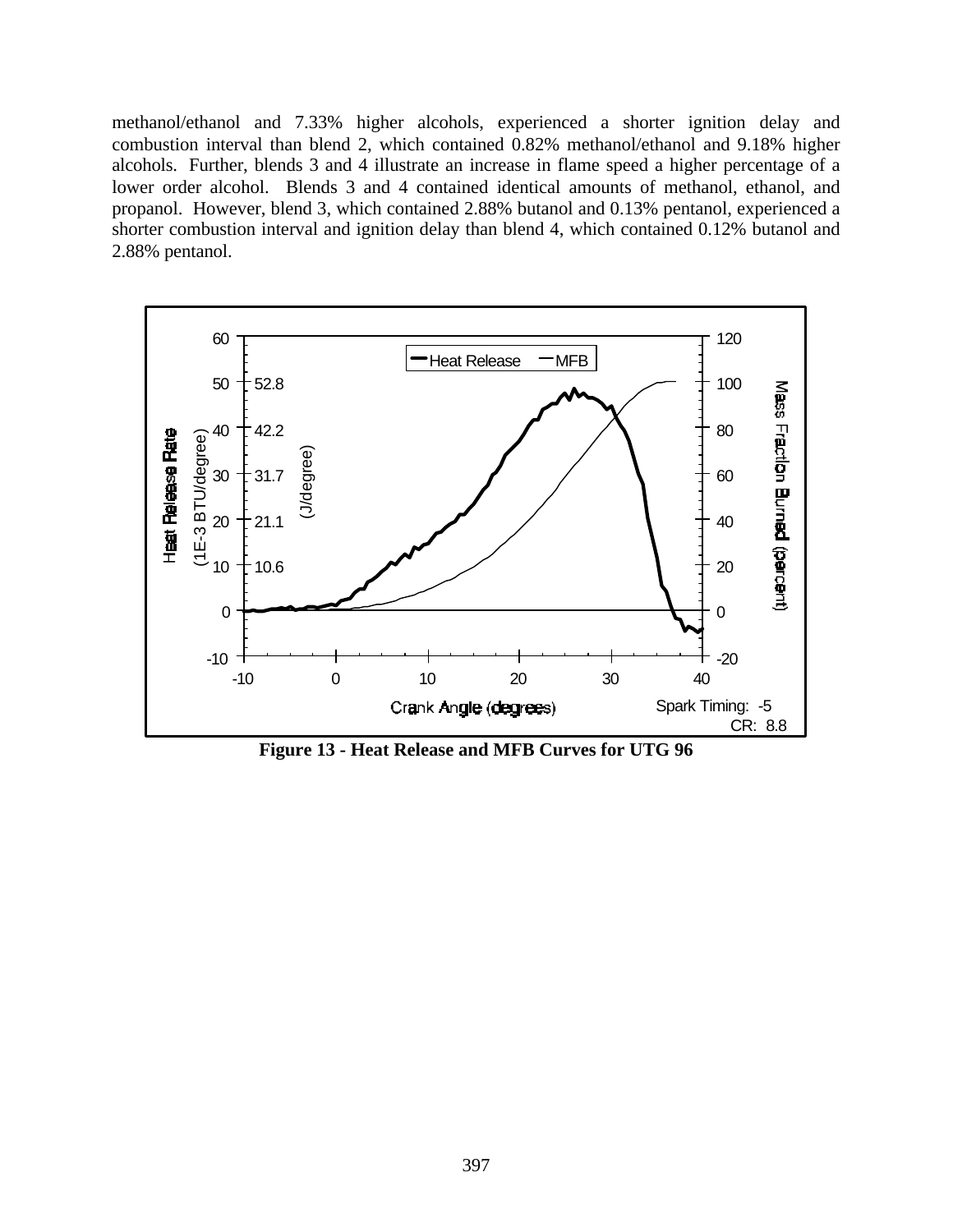methanol/ethanol and 7.33% higher alcohols, experienced a shorter ignition delay and combustion interval than blend 2, which contained 0.82% methanol/ethanol and 9.18% higher alcohols. Further, blends 3 and 4 illustrate an increase in flame speed a higher percentage of a lower order alcohol. Blends 3 and 4 contained identical amounts of methanol, ethanol, and propanol. However, blend 3, which contained 2.88% butanol and 0.13% pentanol, experienced a shorter combustion interval and ignition delay than blend 4, which contained 0.12% butanol and 2.88% pentanol.

**Figure 13 - Heat Release and MFB Curves for UTG 96**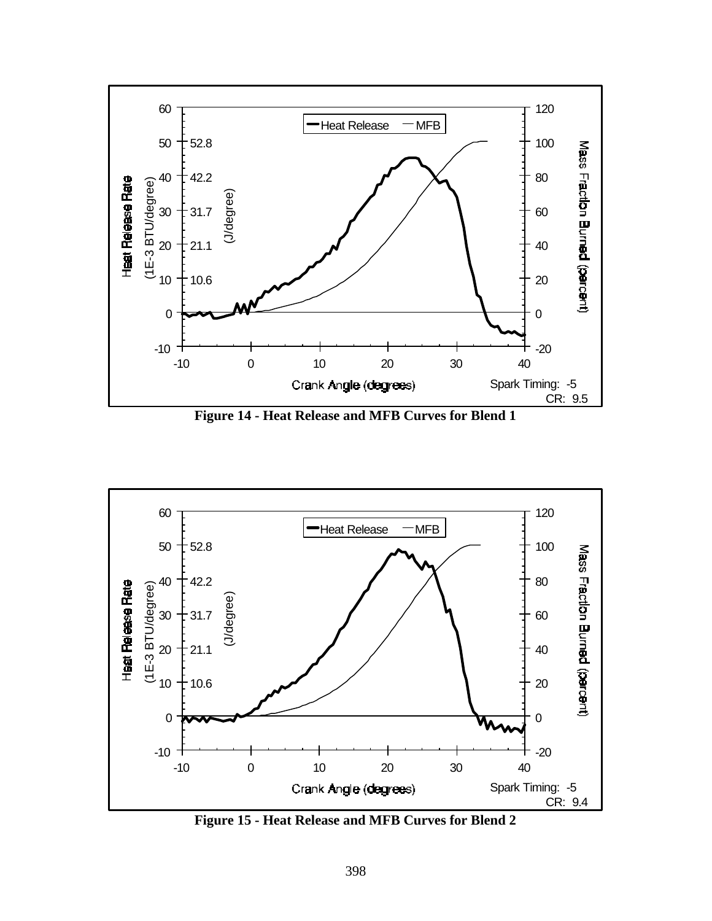Figure 14 - Heat Release and MFB Curves for Blend 1

Figure 15 - Heat Release and MFB Curves for Blend 2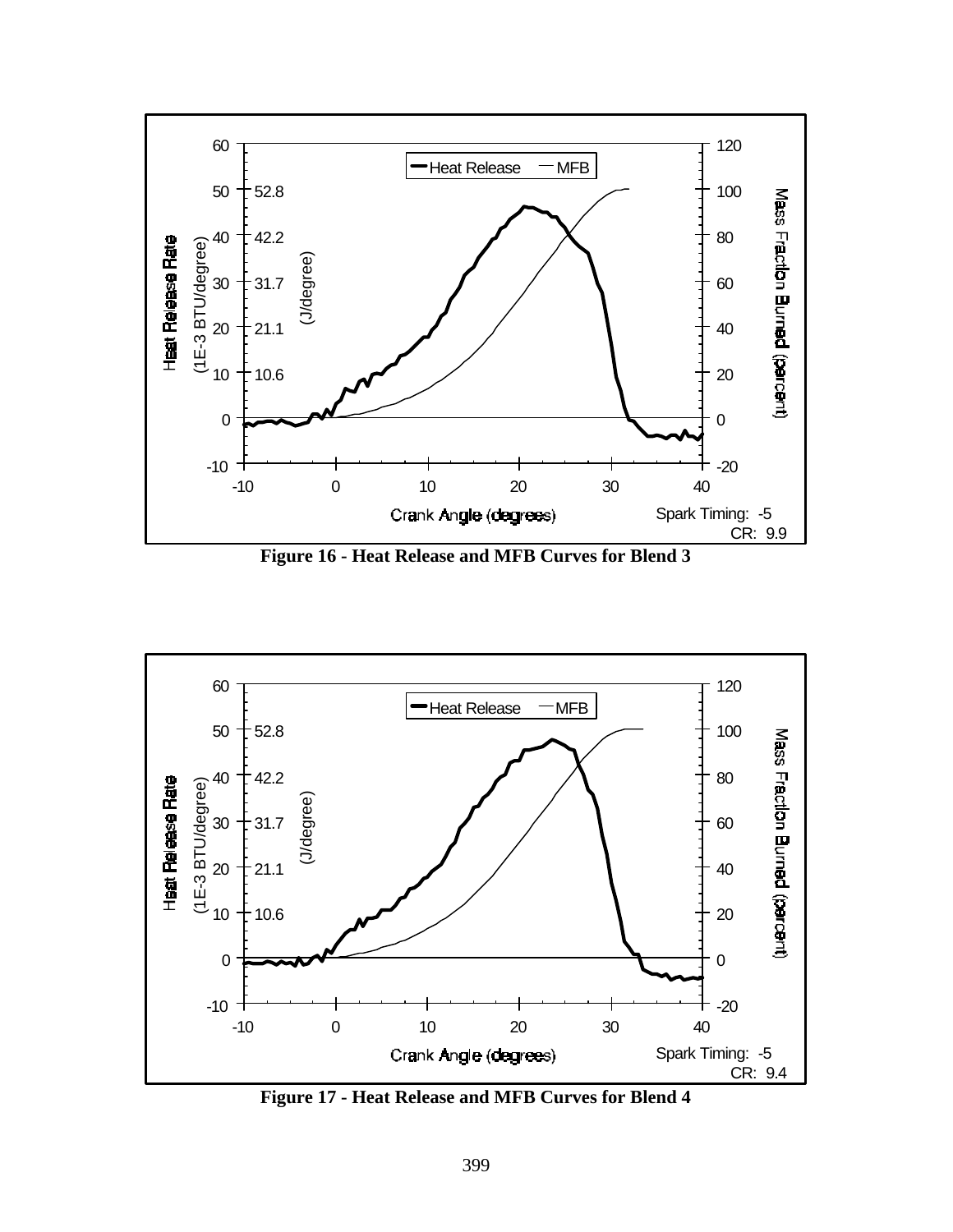**Figure 16 - Heat Release and MFB Curves for Blend 3**

**Figure 17 - Heat Release and MFB Curves for Blend 4**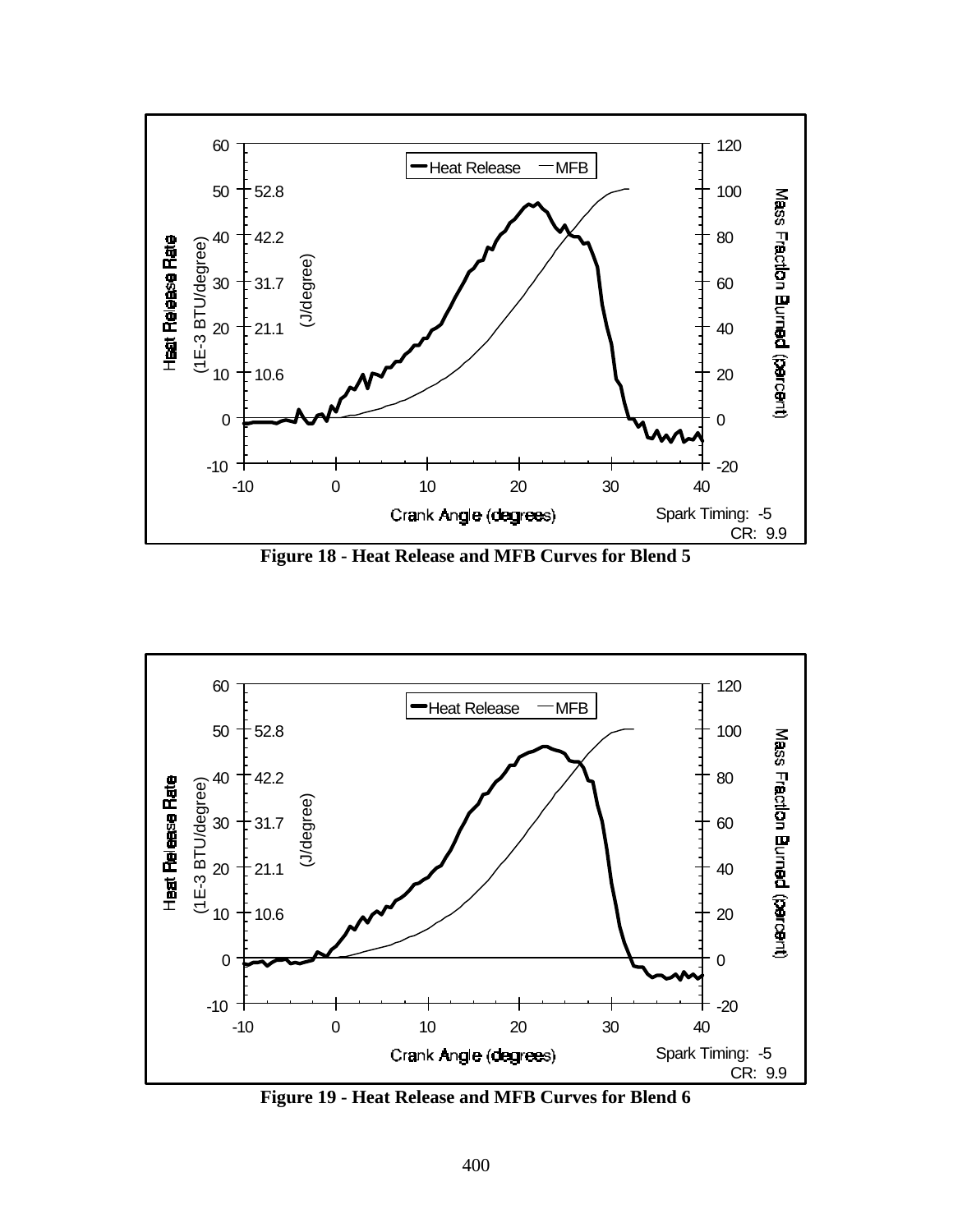Figure 18 - Heat Release and MFB Curves for Blend 5

Figure 19 - Heat Release and MFB Curves for Blend 6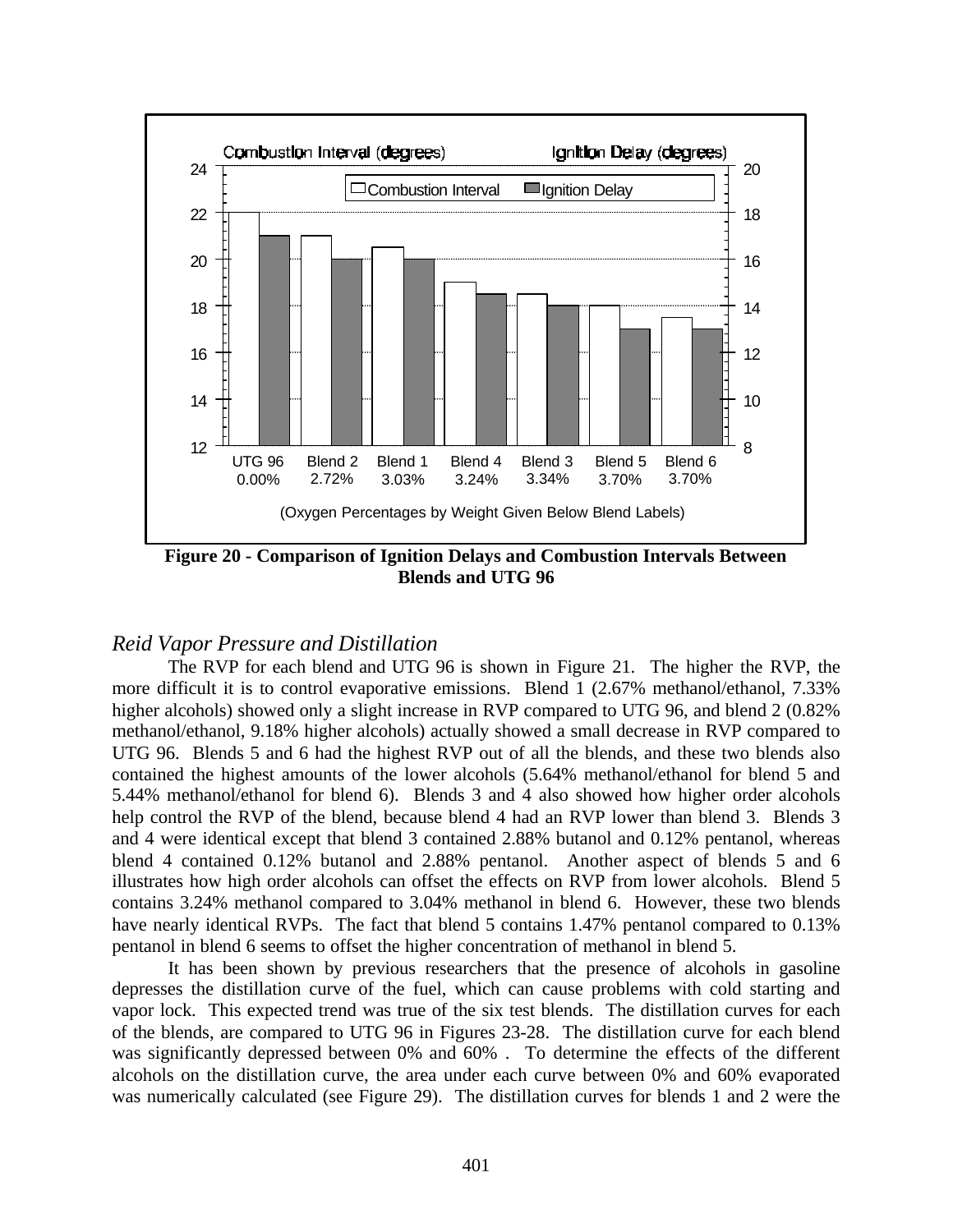**Figure 20 - Comparison of Ignition Delays and Combustion Intervals Between Blends and UTG 96**

### *Reid Vapor Pressure and Distillation*

The RVP for each blend and UTG 96 is shown in Figure 21. The higher the RVP, the more difficult it is to control evaporative emissions. Blend 1 (2.67% methanol/ethanol, 7.33% higher alcohols) showed only a slight increase in RVP compared to UTG 96, and blend 2 (0.82% methanol/ethanol, 9.18% higher alcohols) actually showed a small decrease in RVP compared to UTG 96. Blends 5 and 6 had the highest RVP out of all the blends, and these two blends also contained the highest amounts of the lower alcohols (5.64% methanol/ethanol for blend 5 and 5.44% methanol/ethanol for blend 6). Blends 3 and 4 also showed how higher order alcohols help control the RVP of the blend, because blend 4 had an RVP lower than blend 3. Blends 3 and 4 were identical except that blend 3 contained 2.88% butanol and 0.12% pentanol, whereas blend 4 contained 0.12% butanol and 2.88% pentanol. Another aspect of blends 5 and 6 illustrates how high order alcohols can offset the effects on RVP from lower alcohols. Blend 5 contains 3.24% methanol compared to 3.04% methanol in blend 6. However, these two blends have nearly identical RVPs. The fact that blend 5 contains 1.47% pentanol compared to 0.13% pentanol in blend 6 seems to offset the higher concentration of methanol in blend 5.

It has been shown by previous researchers that the presence of alcohols in gasoline depresses the distillation curve of the fuel, which can cause problems with cold starting and vapor lock. This expected trend was true of the six test blends. The distillation curves for each of the blends, are compared to UTG 96 in Figures 23-28. The distillation curve for each blend was significantly depressed between 0% and 60% . To determine the effects of the different alcohols on the distillation curve, the area under each curve between 0% and 60% evaporated was numerically calculated (see Figure 29). The distillation curves for blends 1 and 2 were the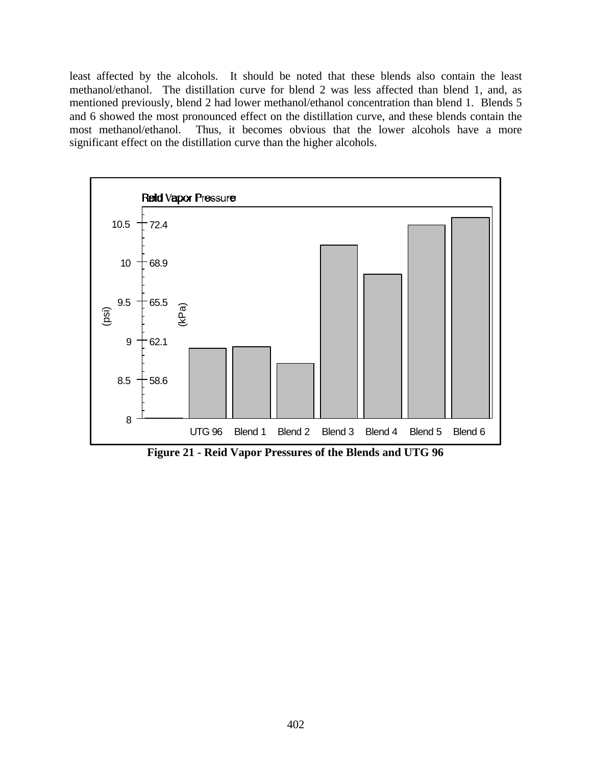least affected by the alcohols. It should be noted that these blends also contain the least methanol/ethanol. The distillation curve for blend 2 was less affected than blend 1, and, as mentioned previously, blend 2 had lower methanol/ethanol concentration than blend 1. Blends 5 and 6 showed the most pronounced effect on the distillation curve, and these blends contain the most methanol/ethanol. Thus, it becomes obvious that the lower alcohols have a more significant effect on the distillation curve than the higher alcohols.

**Figure 21 - Reid Vapor Pressures of the Blends and UTG 96**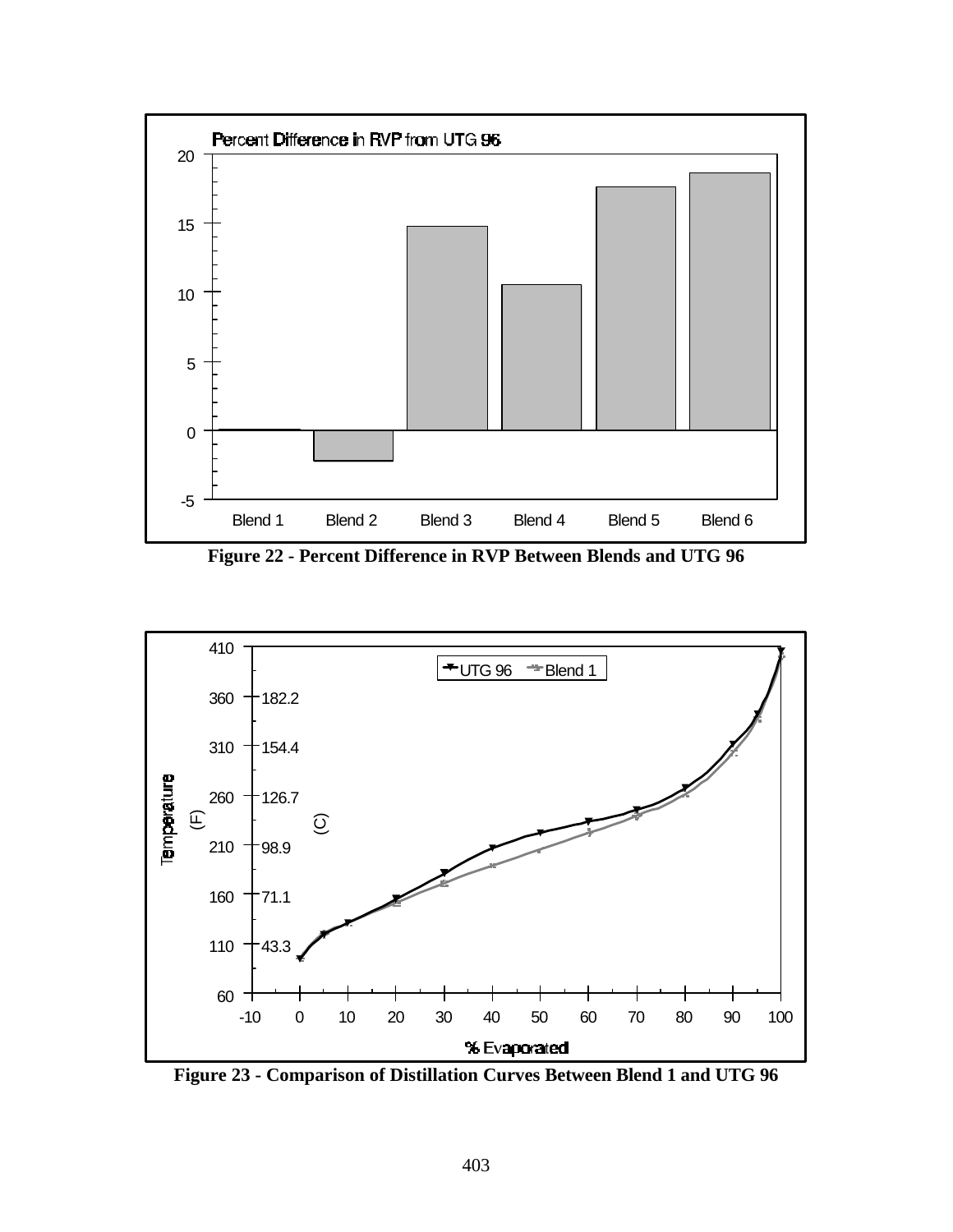Percent Difference in RVP from UTG 96

| | Blend 1 | Blend 2 | Blend 3 | Blend 4 | Blend 5 | Blend 6 |
|---|---|---|---|---|---|---|

**Figure 22 - Percent Difference in RVP Between Blends and UTG 96**

**Figure 23 - Comparison of Distillation Curves Between Blend 1 and UTG 96**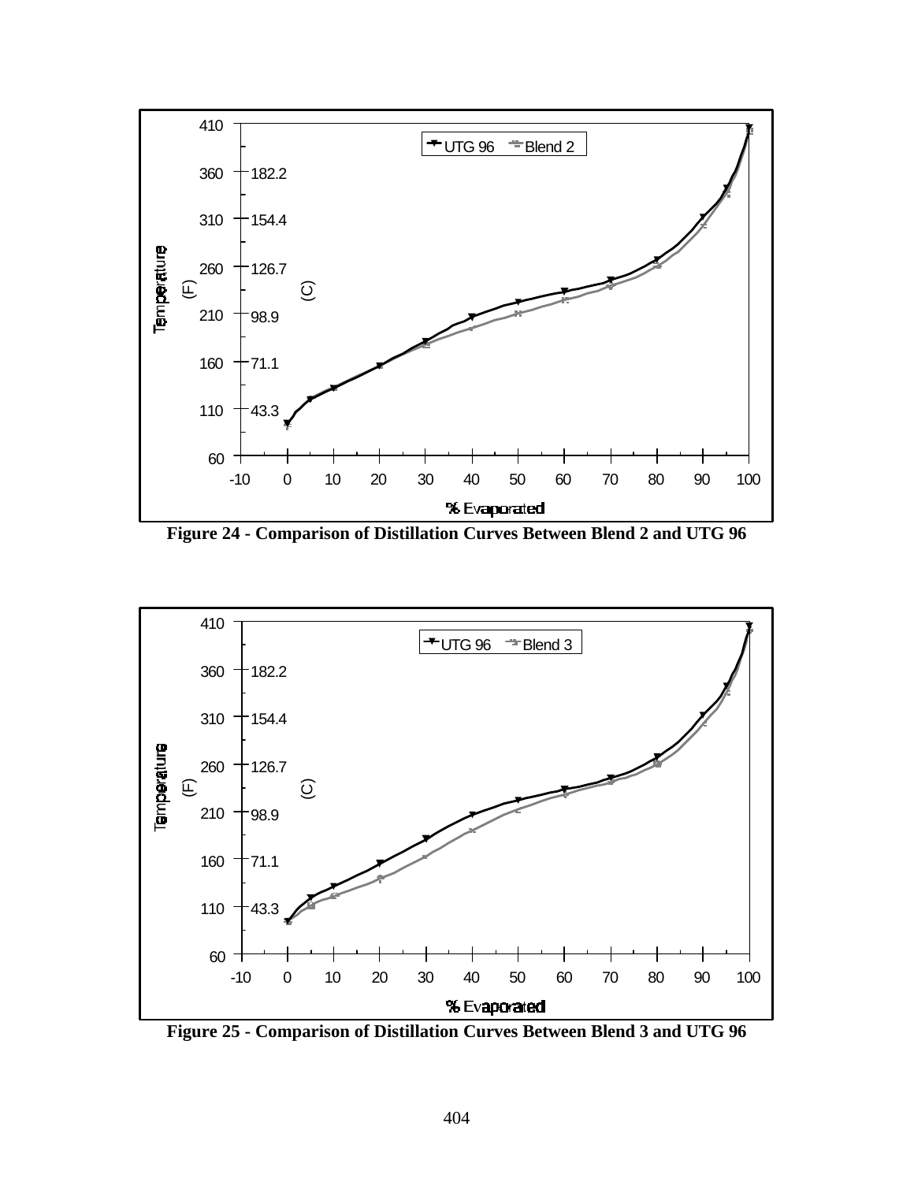**Figure 24 - Comparison of Distillation Curves Between Blend 2 and UTG 96**

**Figure 25 - Comparison of Distillation Curves Between Blend 3 and UTG 96**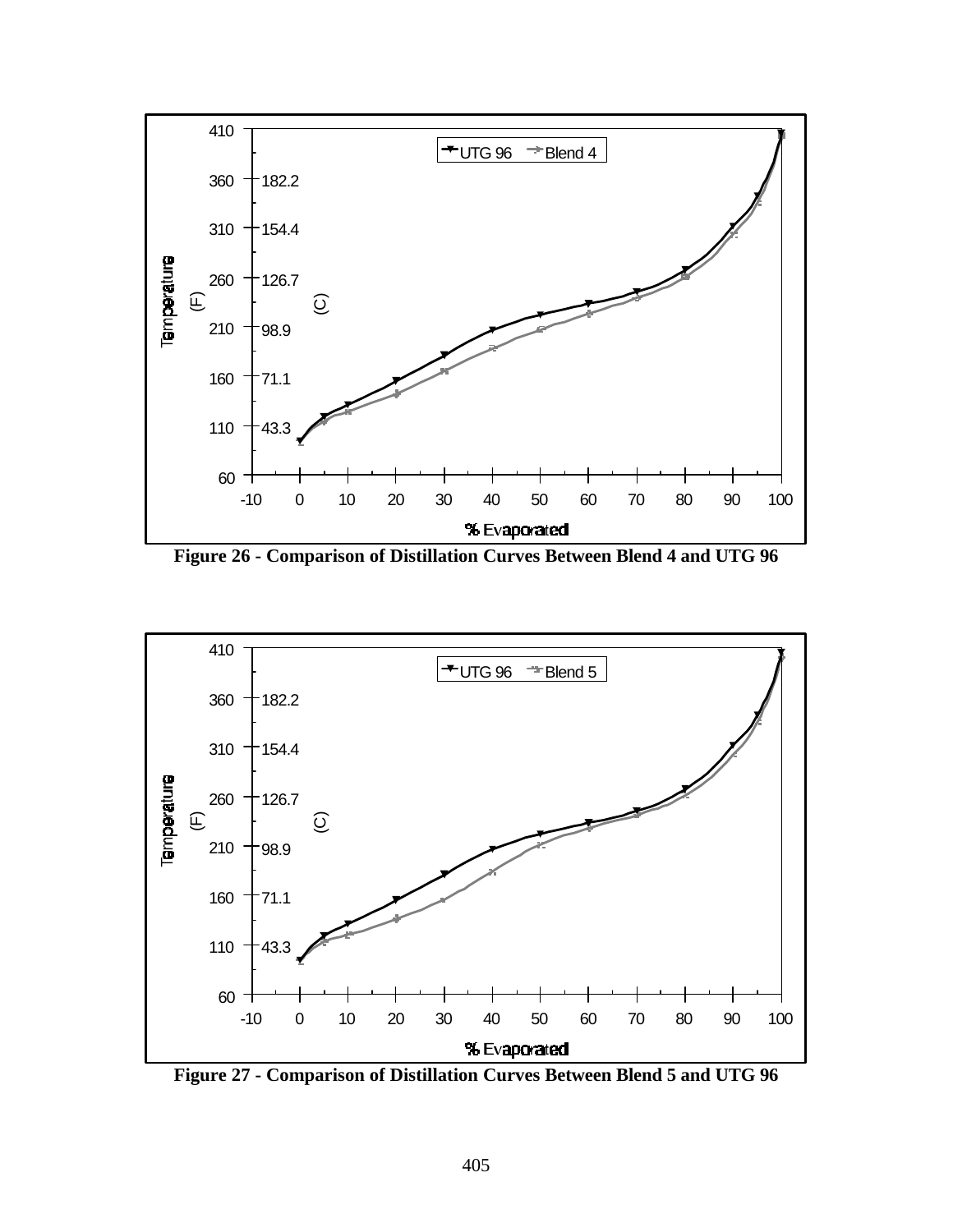Figure 26 - Comparison of Distillation Curves Between Blend 4 and UTG 96

Figure 27 - Comparison of Distillation Curves Between Blend 5 and UTG 96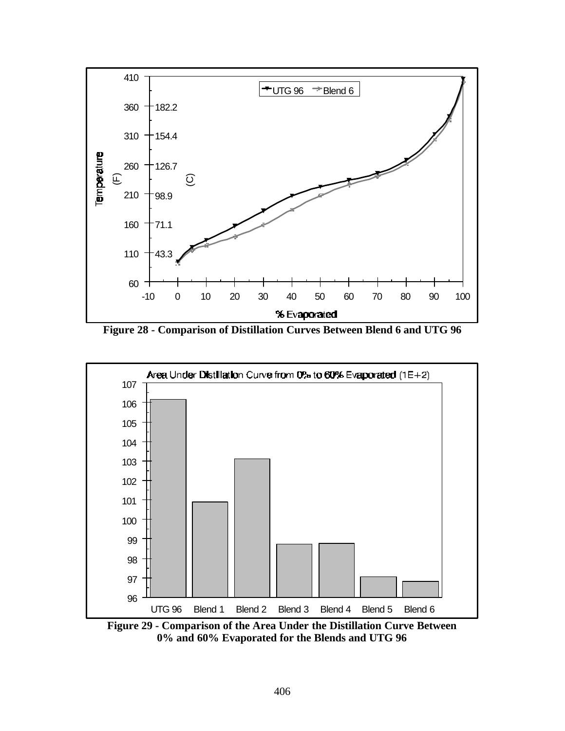Figure 28 - Comparison of Distillation Curves Between Blend 6 and UTG 96

Figure 29 - Comparison of the Area Under the Distillation Curve Between 0% and 60% Evaporated for the Blends and UTG 96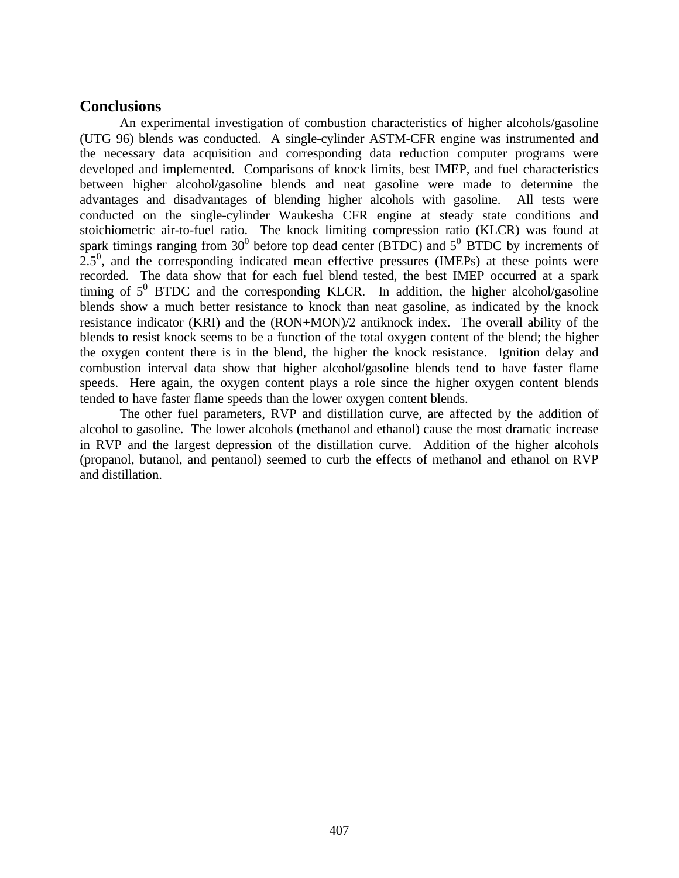## Conclusions

An experimental investigation of combustion characteristics of higher alcohols/gasoline (UTG 96) blends was conducted. A single-cylinder ASTM-CFR engine was instrumented and the necessary data acquisition and corresponding data reduction computer programs were developed and implemented. Comparisons of knock limits, best IMEP, and fuel characteristics between higher alcohol/gasoline blends and neat gasoline were made to determine the advantages and disadvantages of blending higher alcohols with gasoline. All tests were conducted on the single-cylinder Waukesha CFR engine at steady state conditions and stoichiometric air-to-fuel ratio. The knock limiting compression ratio (KLCR) was found at spark timings ranging from $30^0$ before top dead center (BTDC) and $5^0$ BTDC by increments of $2.5^0$, and the corresponding indicated mean effective pressures (IMEPs) at these points were recorded. The data show that for each fuel blend tested, the best IMEP occurred at a spark timing of $5^0$ BTDC and the corresponding KLCR. In addition, the higher alcohol/gasoline blends show a much better resistance to knock than neat gasoline, as indicated by the knock resistance indicator (KRI) and the (RON+MON)/2 antiknock index. The overall ability of the blends to resist knock seems to be a function of the total oxygen content of the blend; the higher the oxygen content there is in the blend, the higher the knock resistance. Ignition delay and combustion interval data show that higher alcohol/gasoline blends tend to have faster flame speeds. Here again, the oxygen content plays a role since the higher oxygen content blends tended to have faster flame speeds than the lower oxygen content blends.

The other fuel parameters, RVP and distillation curve, are affected by the addition of alcohol to gasoline. The lower alcohols (methanol and ethanol) cause the most dramatic increase in RVP and the largest depression of the distillation curve. Addition of the higher alcohols (propanol, butanol, and pentanol) seemed to curb the effects of methanol and ethanol on RVP and distillation.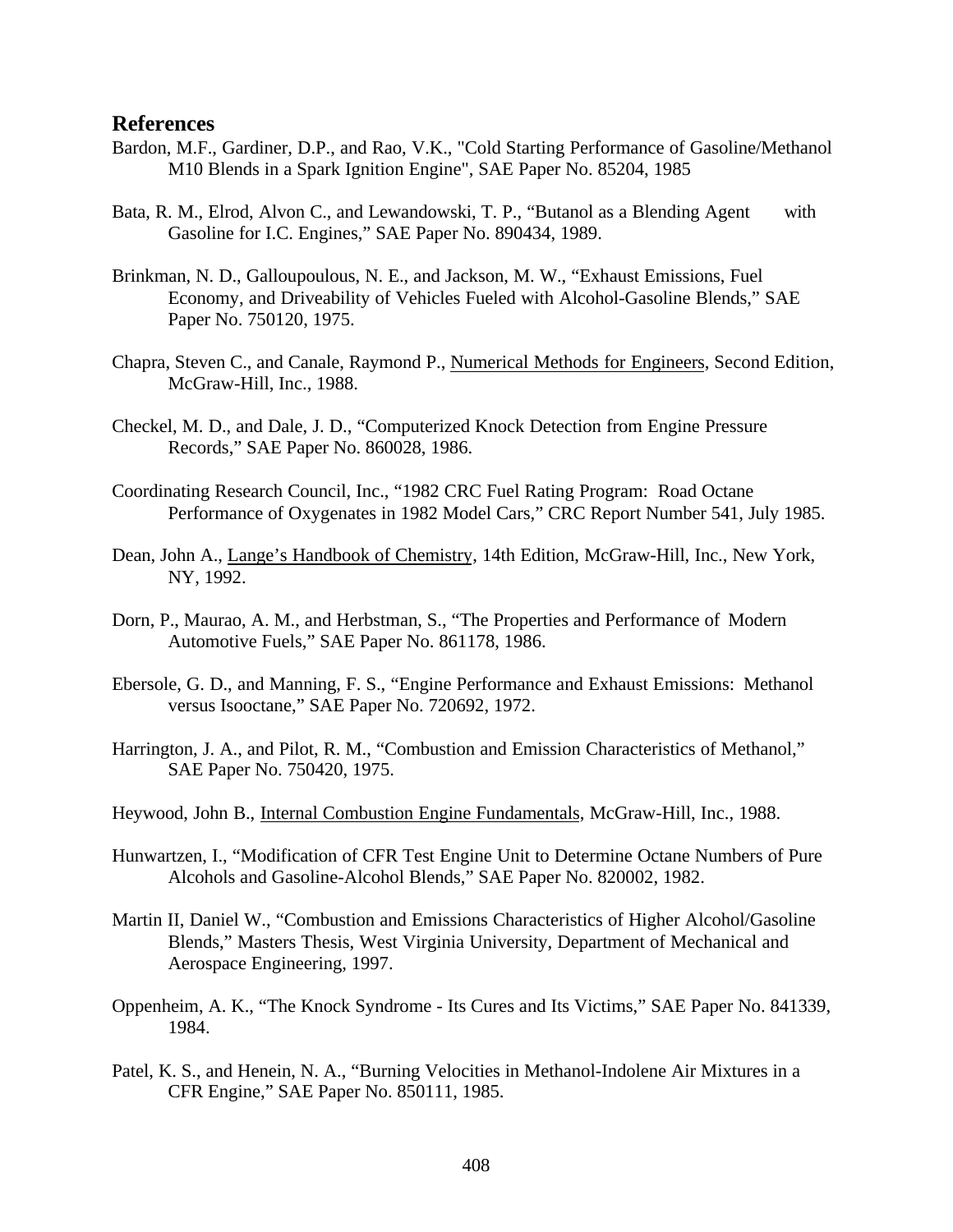## References

Bardon, M.F., Gardiner, D.P., and Rao, V.K., "Cold Starting Performance of Gasoline/Methanol M10 Blends in a Spark Ignition Engine", SAE Paper No. 85204, 1985

Bata, R. M., Elrod, Alvon C., and Lewandowski, T. P., "Butanol as a Blending Agent with Gasoline for I.C. Engines," SAE Paper No. 890434, 1989.

Brinkman, N. D., Galloupoulous, N. E., and Jackson, M. W., "Exhaust Emissions, Fuel Economy, and Driveability of Vehicles Fueled with Alcohol-Gasoline Blends," SAE Paper No. 750120, 1975.

Chapra, Steven C., and Canale, Raymond P., <u>Numerical Methods for Engineers</u>, Second Edition, McGraw-Hill, Inc., 1988.

Checkel, M. D., and Dale, J. D., "Computerized Knock Detection from Engine Pressure Records," SAE Paper No. 860028, 1986.

Coordinating Research Council, Inc., "1982 CRC Fuel Rating Program: Road Octane Performance of Oxygenates in 1982 Model Cars," CRC Report Number 541, July 1985.

Dean, John A., <u>Lange's Handbook of Chemistry</u>, 14th Edition, McGraw-Hill, Inc., New York, NY, 1992.

Dorn, P., Maurao, A. M., and Herbstman, S., "The Properties and Performance of Modern Automotive Fuels," SAE Paper No. 861178, 1986.

Ebersole, G. D., and Manning, F. S., "Engine Performance and Exhaust Emissions: Methanol versus Isooctane," SAE Paper No. 720692, 1972.

Harrington, J. A., and Pilot, R. M., "Combustion and Emission Characteristics of Methanol," SAE Paper No. 750420, 1975.

Heywood, John B., <u>Internal Combustion Engine Fundamentals</u>, McGraw-Hill, Inc., 1988.

Hunwartzen, I., "Modification of CFR Test Engine Unit to Determine Octane Numbers of Pure Alcohols and Gasoline-Alcohol Blends," SAE Paper No. 820002, 1982.

Martin II, Daniel W., "Combustion and Emissions Characteristics of Higher Alcohol/Gasoline Blends," Masters Thesis, West Virginia University, Department of Mechanical and Aerospace Engineering, 1997.

Oppenheim, A. K., "The Knock Syndrome - Its Cures and Its Victims," SAE Paper No. 841339, 1984.

Patel, K. S., and Henein, N. A., "Burning Velocities in Methanol-Indolene Air Mixtures in a CFR Engine," SAE Paper No. 850111, 1985.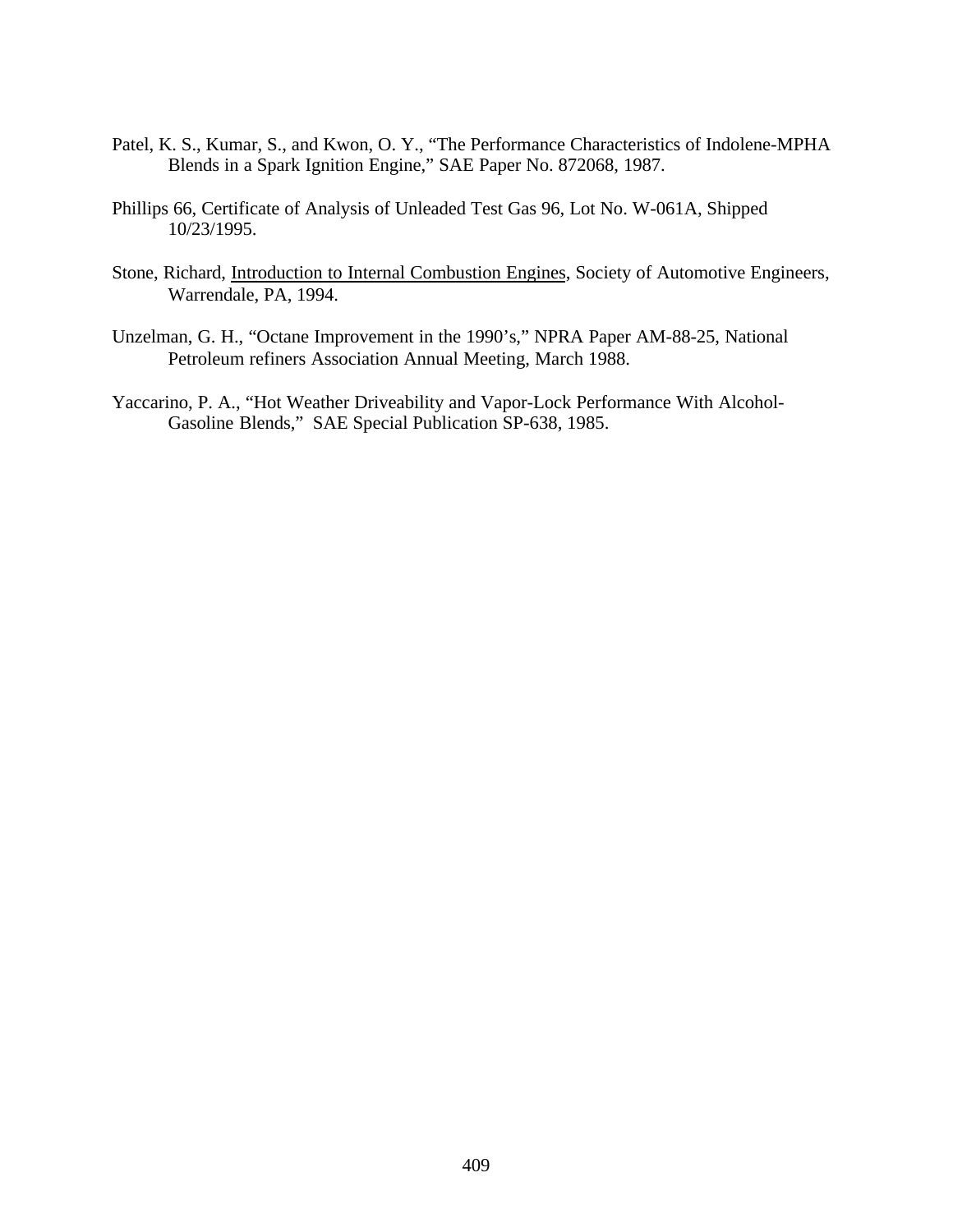Patel, K. S., Kumar, S., and Kwon, O. Y., "The Performance Characteristics of Indolene-MPHA Blends in a Spark Ignition Engine," SAE Paper No. 872068, 1987.

Phillips 66, Certificate of Analysis of Unleaded Test Gas 96, Lot No. W-061A, Shipped 10/23/1995.

Stone, Richard, Introduction to Internal Combustion Engines, Society of Automotive Engineers, Warrendale, PA, 1994.

Unzelman, G. H., "Octane Improvement in the 1990's," NPRA Paper AM-88-25, National Petroleum refiners Association Annual Meeting, March 1988.

Yaccarino, P. A., "Hot Weather Driveability and Vapor-Lock Performance With Alcohol-Gasoline Blends," SAE Special Publication SP-638, 1985.